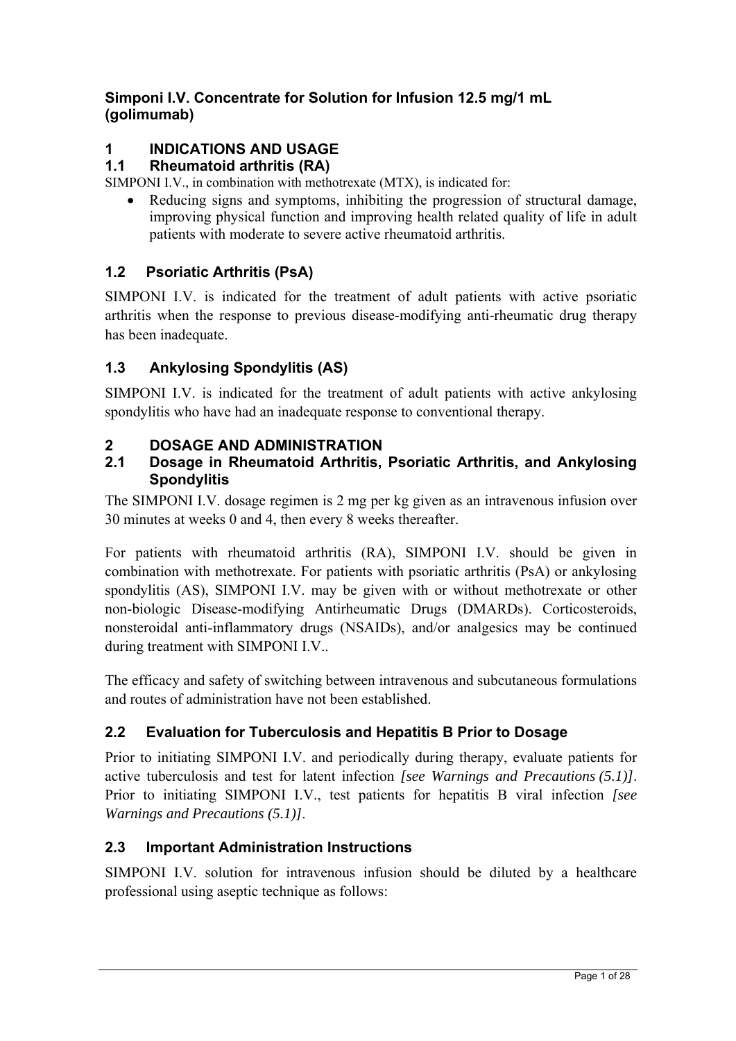**Simponi I.V. Concentrate for Solution for Infusion 12.5 mg/1 mL (golimumab)**

# 1 INDICATIONS AND USAGE

## 1.1 Rheumatoid arthritis (RA)

SIMPONI I.V., in combination with methotrexate (MTX), is indicated for:

- Reducing signs and symptoms, inhibiting the progression of structural damage, improving physical function and improving health related quality of life in adult patients with moderate to severe active rheumatoid arthritis.

## 1.2 Psoriatic Arthritis (PsA)

SIMPONI I.V. is indicated for the treatment of adult patients with active psoriatic arthritis when the response to previous disease-modifying anti-rheumatic drug therapy has been inadequate.

## 1.3 Ankylosing Spondylitis (AS)

SIMPONI I.V. is indicated for the treatment of adult patients with active ankylosing spondylitis who have had an inadequate response to conventional therapy.

# 2 DOSAGE AND ADMINISTRATION

## 2.1 Dosage in Rheumatoid Arthritis, Psoriatic Arthritis, and Ankylosing Spondylitis

The SIMPONI I.V. dosage regimen is 2 mg per kg given as an intravenous infusion over 30 minutes at weeks 0 and 4, then every 8 weeks thereafter.

For patients with rheumatoid arthritis (RA), SIMPONI I.V. should be given in combination with methotrexate. For patients with psoriatic arthritis (PsA) or ankylosing spondylitis (AS), SIMPONI I.V. may be given with or without methotrexate or other non-biologic Disease-modifying Antirheumatic Drugs (DMARDs). Corticosteroids, nonsteroidal anti-inflammatory drugs (NSAIDs), and/or analgesics may be continued during treatment with SIMPONI I.V..

The efficacy and safety of switching between intravenous and subcutaneous formulations and routes of administration have not been established.

## 2.2 Evaluation for Tuberculosis and Hepatitis B Prior to Dosage

Prior to initiating SIMPONI I.V. and periodically during therapy, evaluate patients for active tuberculosis and test for latent infection *[see Warnings and Precautions (5.1)]*. Prior to initiating SIMPONI I.V., test patients for hepatitis B viral infection *[see Warnings and Precautions (5.1)]*.

## 2.3 Important Administration Instructions

SIMPONI I.V. solution for intravenous infusion should be diluted by a healthcare professional using aseptic technique as follows: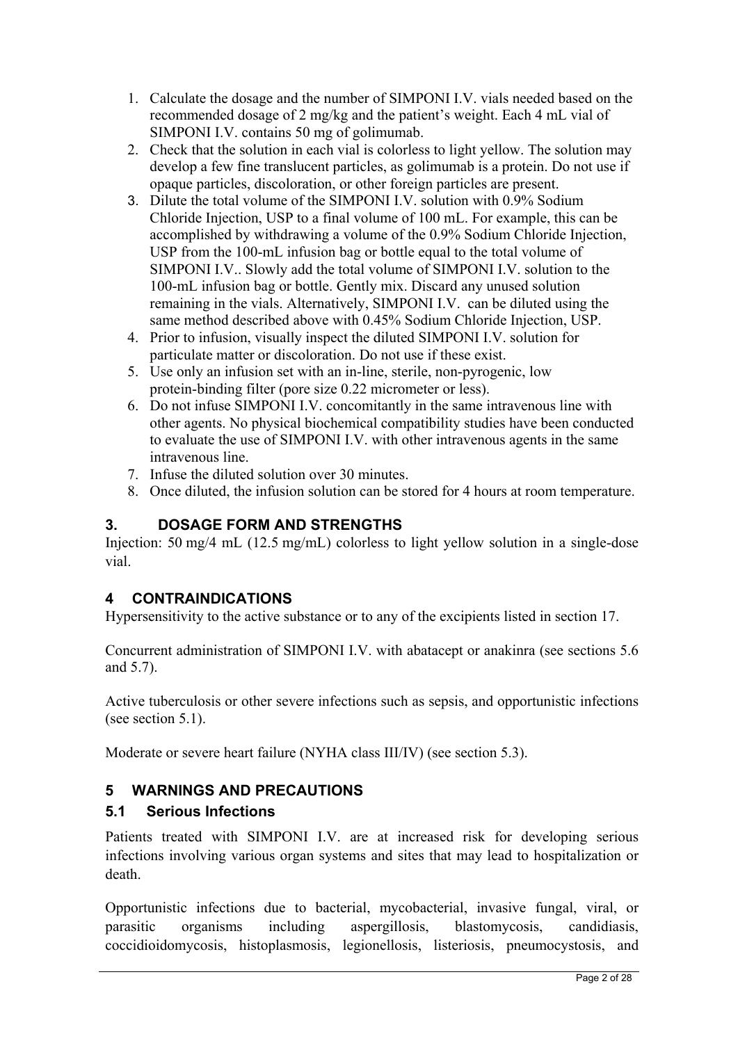1. Calculate the dosage and the number of SIMPONI I.V. vials needed based on the recommended dosage of 2 mg/kg and the patient's weight. Each 4 mL vial of SIMPONI I.V. contains 50 mg of golimumab.
2. Check that the solution in each vial is colorless to light yellow. The solution may develop a few fine translucent particles, as golimumab is a protein. Do not use if opaque particles, discoloration, or other foreign particles are present.
3. Dilute the total volume of the SIMPONI I.V. solution with 0.9% Sodium Chloride Injection, USP to a final volume of 100 mL. For example, this can be accomplished by withdrawing a volume of the 0.9% Sodium Chloride Injection, USP from the 100-mL infusion bag or bottle equal to the total volume of SIMPONI I.V.. Slowly add the total volume of SIMPONI I.V. solution to the 100-mL infusion bag or bottle. Gently mix. Discard any unused solution remaining in the vials. Alternatively, SIMPONI I.V. can be diluted using the same method described above with 0.45% Sodium Chloride Injection, USP.
4. Prior to infusion, visually inspect the diluted SIMPONI I.V. solution for particulate matter or discoloration. Do not use if these exist.
5. Use only an infusion set with an in-line, sterile, non-pyrogenic, low protein-binding filter (pore size 0.22 micrometer or less).
6. Do not infuse SIMPONI I.V. concomitantly in the same intravenous line with other agents. No physical biochemical compatibility studies have been conducted to evaluate the use of SIMPONI I.V. with other intravenous agents in the same intravenous line.
7. Infuse the diluted solution over 30 minutes.
8. Once diluted, the infusion solution can be stored for 4 hours at room temperature.

## 3. DOSAGE FORM AND STRENGTHS

Injection: 50 mg/4 mL (12.5 mg/mL) colorless to light yellow solution in a single-dose vial.

## 4 CONTRAINDICATIONS

Hypersensitivity to the active substance or to any of the excipients listed in section 17.

Concurrent administration of SIMPONI I.V. with abatacept or anakinra (see sections 5.6 and 5.7).

Active tuberculosis or other severe infections such as sepsis, and opportunistic infections (see section 5.1).

Moderate or severe heart failure (NYHA class III/IV) (see section 5.3).

## 5 WARNINGS AND PRECAUTIONS

### 5.1 Serious Infections

Patients treated with SIMPONI I.V. are at increased risk for developing serious infections involving various organ systems and sites that may lead to hospitalization or death.

Opportunistic infections due to bacterial, mycobacterial, invasive fungal, viral, or parasitic organisms including aspergillosis, blastomycosis, candidiasis, coccidioidomycosis, histoplasmosis, legionellosis, listeriosis, pneumocystosis, and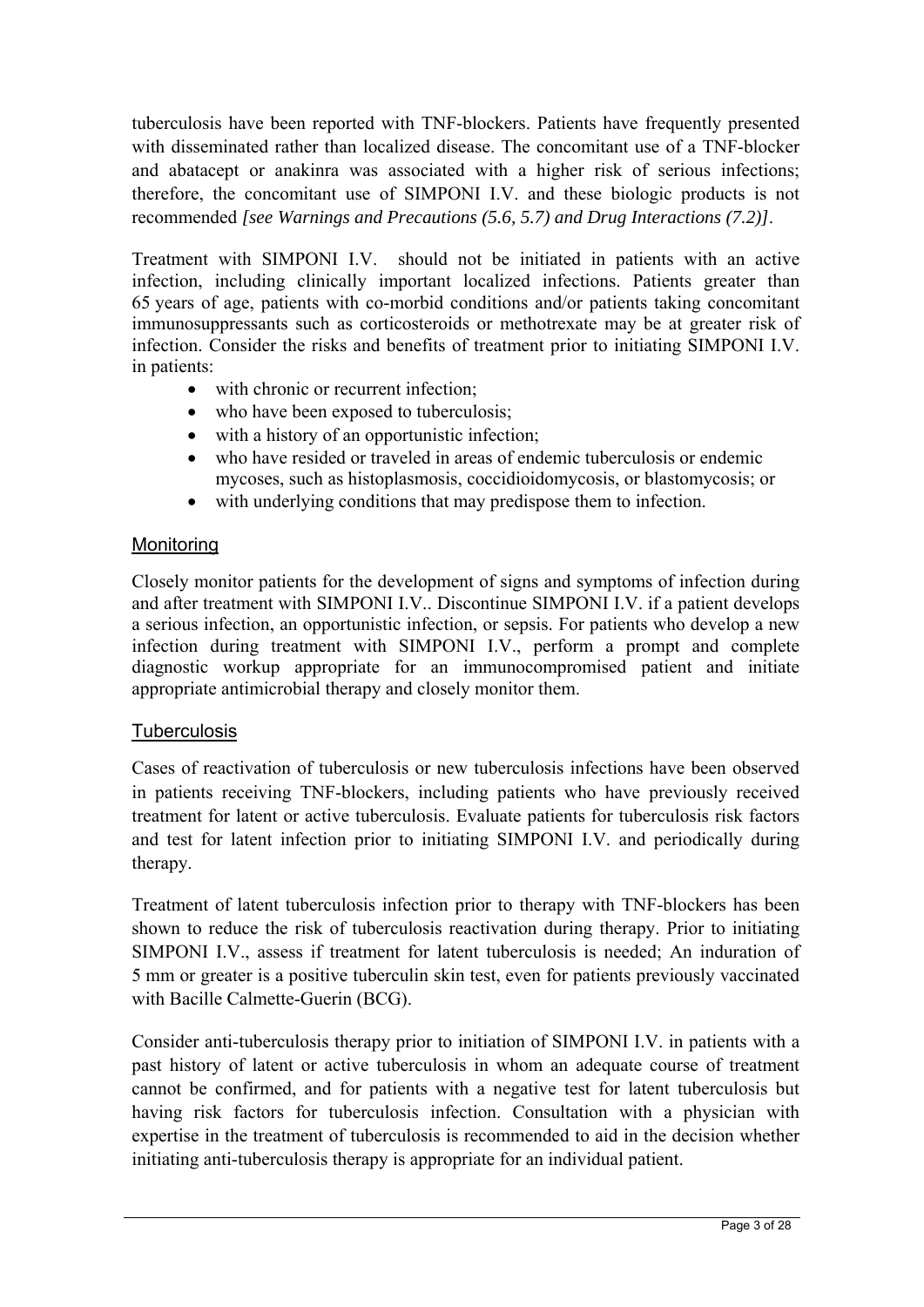tuberculosis have been reported with TNF-blockers. Patients have frequently presented with disseminated rather than localized disease. The concomitant use of a TNF-blocker and abatacept or anakinra was associated with a higher risk of serious infections; therefore, the concomitant use of SIMPONI I.V. and these biologic products is not recommended *[see Warnings and Precautions (5.6, 5.7) and Drug Interactions (7.2)]*.

Treatment with SIMPONI I.V. should not be initiated in patients with an active infection, including clinically important localized infections. Patients greater than 65 years of age, patients with co-morbid conditions and/or patients taking concomitant immunosuppressants such as corticosteroids or methotrexate may be at greater risk of infection. Consider the risks and benefits of treatment prior to initiating SIMPONI I.V. in patients:

- with chronic or recurrent infection;
- who have been exposed to tuberculosis;
- with a history of an opportunistic infection;
- who have resided or traveled in areas of endemic tuberculosis or endemic mycoses, such as histoplasmosis, coccidioidomycosis, or blastomycosis; or
- with underlying conditions that may predispose them to infection.

### Monitoring

Closely monitor patients for the development of signs and symptoms of infection during and after treatment with SIMPONI I.V.. Discontinue SIMPONI I.V. if a patient develops a serious infection, an opportunistic infection, or sepsis. For patients who develop a new infection during treatment with SIMPONI I.V., perform a prompt and complete diagnostic workup appropriate for an immunocompromised patient and initiate appropriate antimicrobial therapy and closely monitor them.

### Tuberculosis

Cases of reactivation of tuberculosis or new tuberculosis infections have been observed in patients receiving TNF-blockers, including patients who have previously received treatment for latent or active tuberculosis. Evaluate patients for tuberculosis risk factors and test for latent infection prior to initiating SIMPONI I.V. and periodically during therapy.

Treatment of latent tuberculosis infection prior to therapy with TNF-blockers has been shown to reduce the risk of tuberculosis reactivation during therapy. Prior to initiating SIMPONI I.V., assess if treatment for latent tuberculosis is needed; An induration of 5 mm or greater is a positive tuberculin skin test, even for patients previously vaccinated with Bacille Calmette-Guerin (BCG).

Consider anti-tuberculosis therapy prior to initiation of SIMPONI I.V. in patients with a past history of latent or active tuberculosis in whom an adequate course of treatment cannot be confirmed, and for patients with a negative test for latent tuberculosis but having risk factors for tuberculosis infection. Consultation with a physician with expertise in the treatment of tuberculosis is recommended to aid in the decision whether initiating anti-tuberculosis therapy is appropriate for an individual patient.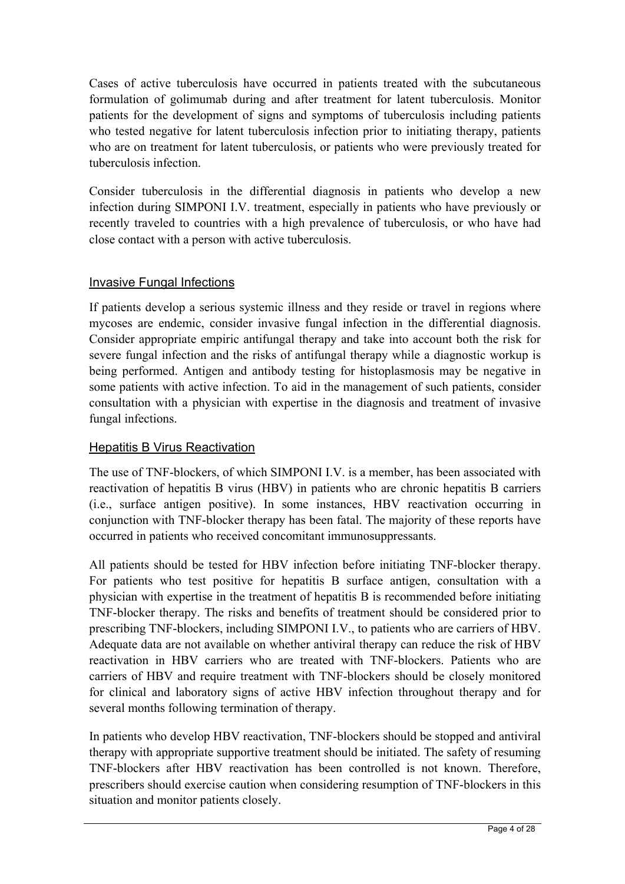Cases of active tuberculosis have occurred in patients treated with the subcutaneous formulation of golimumab during and after treatment for latent tuberculosis. Monitor patients for the development of signs and symptoms of tuberculosis including patients who tested negative for latent tuberculosis infection prior to initiating therapy, patients who are on treatment for latent tuberculosis, or patients who were previously treated for tuberculosis infection.

Consider tuberculosis in the differential diagnosis in patients who develop a new infection during SIMPONI I.V. treatment, especially in patients who have previously or recently traveled to countries with a high prevalence of tuberculosis, or who have had close contact with a person with active tuberculosis.

### Invasive Fungal Infections

If patients develop a serious systemic illness and they reside or travel in regions where mycoses are endemic, consider invasive fungal infection in the differential diagnosis. Consider appropriate empiric antifungal therapy and take into account both the risk for severe fungal infection and the risks of antifungal therapy while a diagnostic workup is being performed. Antigen and antibody testing for histoplasmosis may be negative in some patients with active infection. To aid in the management of such patients, consider consultation with a physician with expertise in the diagnosis and treatment of invasive fungal infections.

### Hepatitis B Virus Reactivation

The use of TNF-blockers, of which SIMPONI I.V. is a member, has been associated with reactivation of hepatitis B virus (HBV) in patients who are chronic hepatitis B carriers (i.e., surface antigen positive). In some instances, HBV reactivation occurring in conjunction with TNF-blocker therapy has been fatal. The majority of these reports have occurred in patients who received concomitant immunosuppressants.

All patients should be tested for HBV infection before initiating TNF-blocker therapy. For patients who test positive for hepatitis B surface antigen, consultation with a physician with expertise in the treatment of hepatitis B is recommended before initiating TNF-blocker therapy. The risks and benefits of treatment should be considered prior to prescribing TNF-blockers, including SIMPONI I.V., to patients who are carriers of HBV. Adequate data are not available on whether antiviral therapy can reduce the risk of HBV reactivation in HBV carriers who are treated with TNF-blockers. Patients who are carriers of HBV and require treatment with TNF-blockers should be closely monitored for clinical and laboratory signs of active HBV infection throughout therapy and for several months following termination of therapy.

In patients who develop HBV reactivation, TNF-blockers should be stopped and antiviral therapy with appropriate supportive treatment should be initiated. The safety of resuming TNF-blockers after HBV reactivation has been controlled is not known. Therefore, prescribers should exercise caution when considering resumption of TNF-blockers in this situation and monitor patients closely.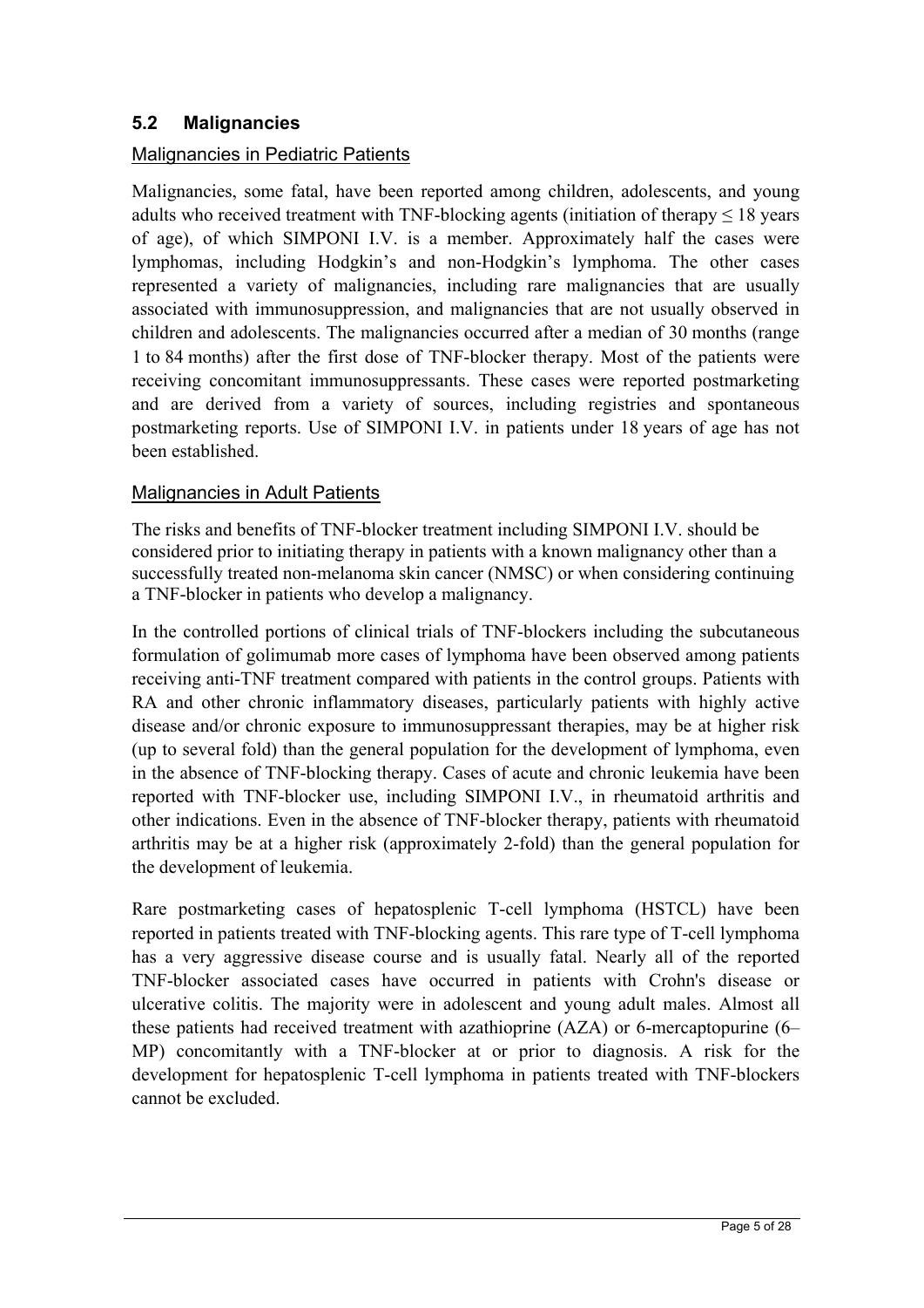## 5.2 Malignancies

### Malignancies in Pediatric Patients

Malignancies, some fatal, have been reported among children, adolescents, and young adults who received treatment with TNF-blocking agents (initiation of therapy $\leq$ 18 years of age), of which SIMPONI I.V. is a member. Approximately half the cases were lymphomas, including Hodgkin's and non-Hodgkin's lymphoma. The other cases represented a variety of malignancies, including rare malignancies that are usually associated with immunosuppression, and malignancies that are not usually observed in children and adolescents. The malignancies occurred after a median of 30 months (range 1 to 84 months) after the first dose of TNF-blocker therapy. Most of the patients were receiving concomitant immunosuppressants. These cases were reported postmarketing and are derived from a variety of sources, including registries and spontaneous postmarketing reports. Use of SIMPONI I.V. in patients under 18 years of age has not been established.

### Malignancies in Adult Patients

The risks and benefits of TNF-blocker treatment including SIMPONI I.V. should be considered prior to initiating therapy in patients with a known malignancy other than a successfully treated non-melanoma skin cancer (NMSC) or when considering continuing a TNF-blocker in patients who develop a malignancy.

In the controlled portions of clinical trials of TNF-blockers including the subcutaneous formulation of golimumab more cases of lymphoma have been observed among patients receiving anti-TNF treatment compared with patients in the control groups. Patients with RA and other chronic inflammatory diseases, particularly patients with highly active disease and/or chronic exposure to immunosuppressant therapies, may be at higher risk (up to several fold) than the general population for the development of lymphoma, even in the absence of TNF-blocking therapy. Cases of acute and chronic leukemia have been reported with TNF-blocker use, including SIMPONI I.V., in rheumatoid arthritis and other indications. Even in the absence of TNF-blocker therapy, patients with rheumatoid arthritis may be at a higher risk (approximately 2-fold) than the general population for the development of leukemia.

Rare postmarketing cases of hepatosplenic T-cell lymphoma (HSTCL) have been reported in patients treated with TNF-blocking agents. This rare type of T-cell lymphoma has a very aggressive disease course and is usually fatal. Nearly all of the reported TNF-blocker associated cases have occurred in patients with Crohn's disease or ulcerative colitis. The majority were in adolescent and young adult males. Almost all these patients had received treatment with azathioprine (AZA) or 6-mercaptopurine (6–MP) concomitantly with a TNF-blocker at or prior to diagnosis. A risk for the development for hepatosplenic T-cell lymphoma in patients treated with TNF-blockers cannot be excluded.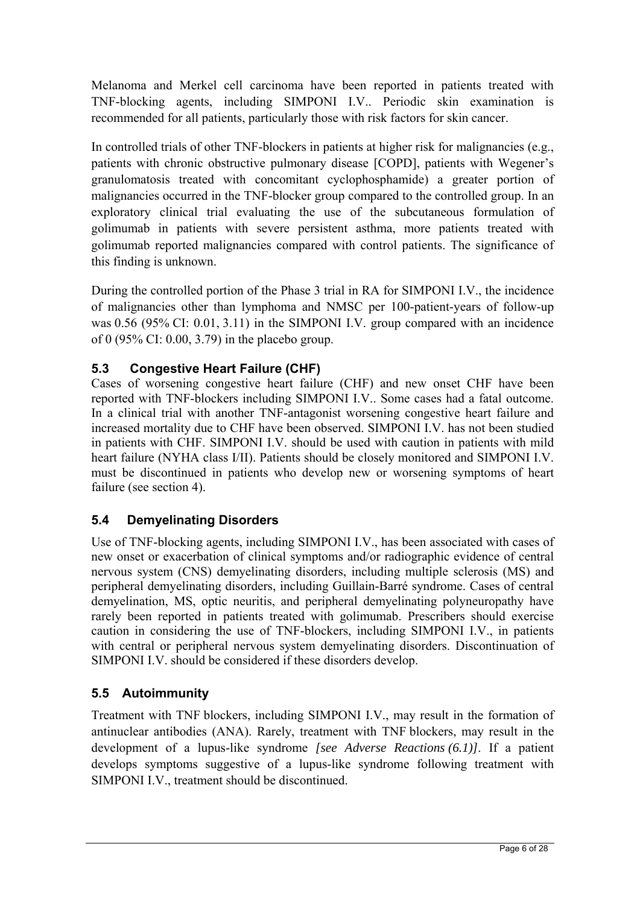Melanoma and Merkel cell carcinoma have been reported in patients treated with TNF-blocking agents, including SIMPONI I.V.. Periodic skin examination is recommended for all patients, particularly those with risk factors for skin cancer.

In controlled trials of other TNF-blockers in patients at higher risk for malignancies (e.g., patients with chronic obstructive pulmonary disease [COPD], patients with Wegener's granulomatosis treated with concomitant cyclophosphamide) a greater portion of malignancies occurred in the TNF-blocker group compared to the controlled group. In an exploratory clinical trial evaluating the use of the subcutaneous formulation of golimumab in patients with severe persistent asthma, more patients treated with golimumab reported malignancies compared with control patients. The significance of this finding is unknown.

During the controlled portion of the Phase 3 trial in RA for SIMPONI I.V., the incidence of malignancies other than lymphoma and NMSC per 100-patient-years of follow-up was 0.56 (95% CI: 0.01, 3.11) in the SIMPONI I.V. group compared with an incidence of 0 (95% CI: 0.00, 3.79) in the placebo group.

## 5.3 Congestive Heart Failure (CHF)

Cases of worsening congestive heart failure (CHF) and new onset CHF have been reported with TNF-blockers including SIMPONI I.V.. Some cases had a fatal outcome. In a clinical trial with another TNF-antagonist worsening congestive heart failure and increased mortality due to CHF have been observed. SIMPONI I.V. has not been studied in patients with CHF. SIMPONI I.V. should be used with caution in patients with mild heart failure (NYHA class I/II). Patients should be closely monitored and SIMPONI I.V. must be discontinued in patients who develop new or worsening symptoms of heart failure (see section 4).

## 5.4 Demyelinating Disorders

Use of TNF-blocking agents, including SIMPONI I.V., has been associated with cases of new onset or exacerbation of clinical symptoms and/or radiographic evidence of central nervous system (CNS) demyelinating disorders, including multiple sclerosis (MS) and peripheral demyelinating disorders, including Guillain-Barré syndrome. Cases of central demyelination, MS, optic neuritis, and peripheral demyelinating polyneuropathy have rarely been reported in patients treated with golimumab. Prescribers should exercise caution in considering the use of TNF-blockers, including SIMPONI I.V., in patients with central or peripheral nervous system demyelinating disorders. Discontinuation of SIMPONI I.V. should be considered if these disorders develop.

## 5.5 Autoimmunity

Treatment with TNF blockers, including SIMPONI I.V., may result in the formation of antinuclear antibodies (ANA). Rarely, treatment with TNF blockers, may result in the development of a lupus-like syndrome *[see Adverse Reactions (6.1)]*. If a patient develops symptoms suggestive of a lupus-like syndrome following treatment with SIMPONI I.V., treatment should be discontinued.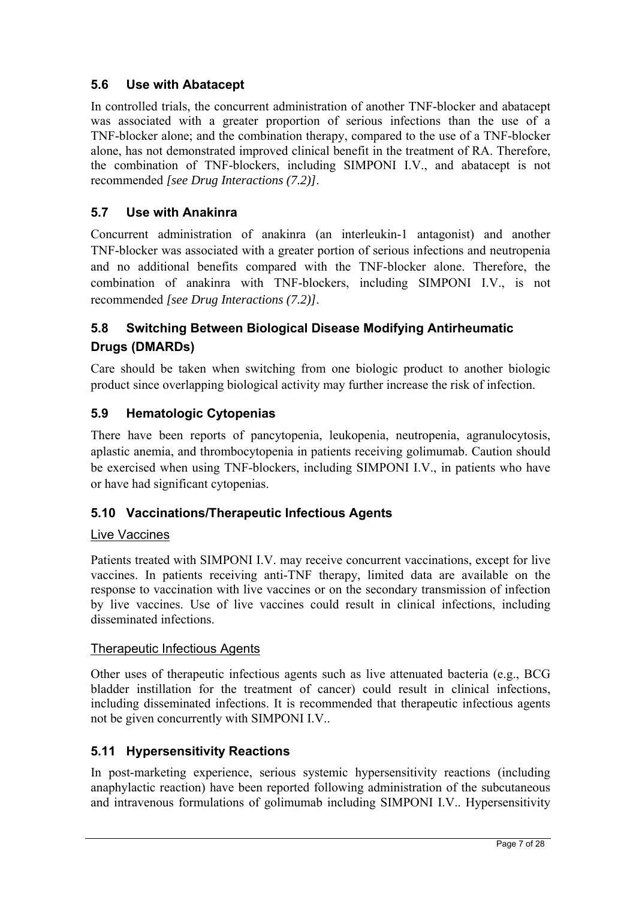### 5.6 Use with Abatacept

In controlled trials, the concurrent administration of another TNF-blocker and abatacept was associated with a greater proportion of serious infections than the use of a TNF-blocker alone; and the combination therapy, compared to the use of a TNF-blocker alone, has not demonstrated improved clinical benefit in the treatment of RA. Therefore, the combination of TNF-blockers, including SIMPONI I.V., and abatacept is not recommended *[see Drug Interactions (7.2)]*.

### 5.7 Use with Anakinra

Concurrent administration of anakinra (an interleukin-1 antagonist) and another TNF-blocker was associated with a greater portion of serious infections and neutropenia and no additional benefits compared with the TNF-blocker alone. Therefore, the combination of anakinra with TNF-blockers, including SIMPONI I.V., is not recommended *[see Drug Interactions (7.2)]*.

### 5.8 Switching Between Biological Disease Modifying Antirheumatic Drugs (DMARDs)

Care should be taken when switching from one biologic product to another biologic product since overlapping biological activity may further increase the risk of infection.

### 5.9 Hematologic Cytopenias

There have been reports of pancytopenia, leukopenia, neutropenia, agranulocytosis, aplastic anemia, and thrombocytopenia in patients receiving golimumab. Caution should be exercised when using TNF-blockers, including SIMPONI I.V., in patients who have or have had significant cytopenias.

### 5.10 Vaccinations/Therapeutic Infectious Agents

Live Vaccines

Patients treated with SIMPONI I.V. may receive concurrent vaccinations, except for live vaccines. In patients receiving anti-TNF therapy, limited data are available on the response to vaccination with live vaccines or on the secondary transmission of infection by live vaccines. Use of live vaccines could result in clinical infections, including disseminated infections.

Therapeutic Infectious Agents

Other uses of therapeutic infectious agents such as live attenuated bacteria (e.g., BCG bladder instillation for the treatment of cancer) could result in clinical infections, including disseminated infections. It is recommended that therapeutic infectious agents not be given concurrently with SIMPONI I.V..

### 5.11 Hypersensitivity Reactions

In post-marketing experience, serious systemic hypersensitivity reactions (including anaphylactic reaction) have been reported following administration of the subcutaneous and intravenous formulations of golimumab including SIMPONI I.V.. Hypersensitivity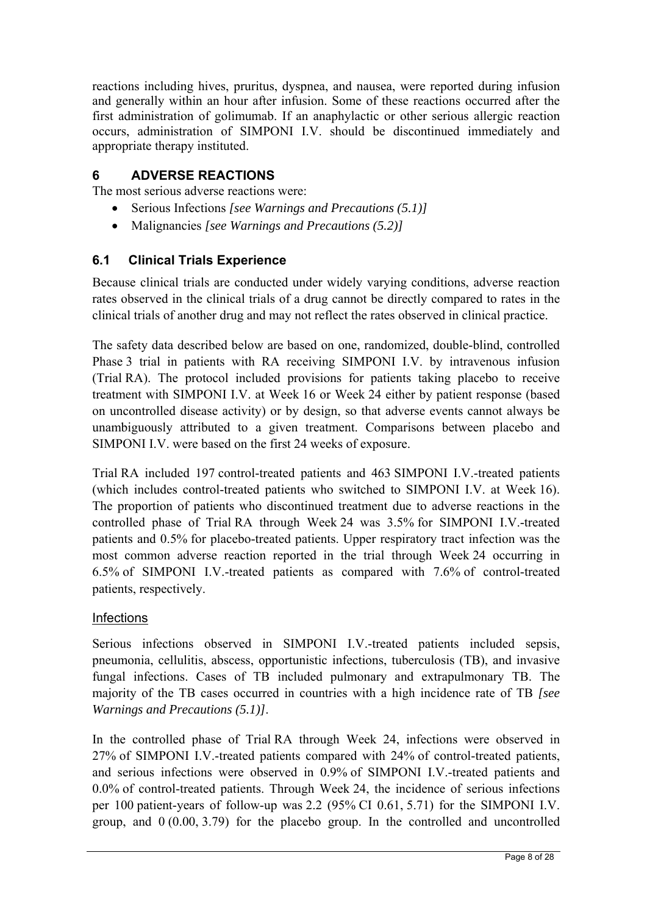reactions including hives, pruritus, dyspnea, and nausea, were reported during infusion and generally within an hour after infusion. Some of these reactions occurred after the first administration of golimumab. If an anaphylactic or other serious allergic reaction occurs, administration of SIMPONI I.V. should be discontinued immediately and appropriate therapy instituted.

## 6 ADVERSE REACTIONS

The most serious adverse reactions were:

- Serious Infections *[see Warnings and Precautions (5.1)]*
- Malignancies *[see Warnings and Precautions (5.2)]*

### 6.1 Clinical Trials Experience

Because clinical trials are conducted under widely varying conditions, adverse reaction rates observed in the clinical trials of a drug cannot be directly compared to rates in the clinical trials of another drug and may not reflect the rates observed in clinical practice.

The safety data described below are based on one, randomized, double-blind, controlled Phase 3 trial in patients with RA receiving SIMPONI I.V. by intravenous infusion (Trial RA). The protocol included provisions for patients taking placebo to receive treatment with SIMPONI I.V. at Week 16 or Week 24 either by patient response (based on uncontrolled disease activity) or by design, so that adverse events cannot always be unambiguously attributed to a given treatment. Comparisons between placebo and SIMPONI I.V. were based on the first 24 weeks of exposure.

Trial RA included 197 control-treated patients and 463 SIMPONI I.V.-treated patients (which includes control-treated patients who switched to SIMPONI I.V. at Week 16). The proportion of patients who discontinued treatment due to adverse reactions in the controlled phase of Trial RA through Week 24 was 3.5% for SIMPONI I.V.-treated patients and 0.5% for placebo-treated patients. Upper respiratory tract infection was the most common adverse reaction reported in the trial through Week 24 occurring in 6.5% of SIMPONI I.V.-treated patients as compared with 7.6% of control-treated patients, respectively.

#### Infections

Serious infections observed in SIMPONI I.V.-treated patients included sepsis, pneumonia, cellulitis, abscess, opportunistic infections, tuberculosis (TB), and invasive fungal infections. Cases of TB included pulmonary and extrapulmonary TB. The majority of the TB cases occurred in countries with a high incidence rate of TB *[see Warnings and Precautions (5.1)]*.

In the controlled phase of Trial RA through Week 24, infections were observed in 27% of SIMPONI I.V.-treated patients compared with 24% of control-treated patients, and serious infections were observed in 0.9% of SIMPONI I.V.-treated patients and 0.0% of control-treated patients. Through Week 24, the incidence of serious infections per 100 patient-years of follow-up was 2.2 (95% CI 0.61, 5.71) for the SIMPONI I.V. group, and 0 (0.00, 3.79) for the placebo group. In the controlled and uncontrolled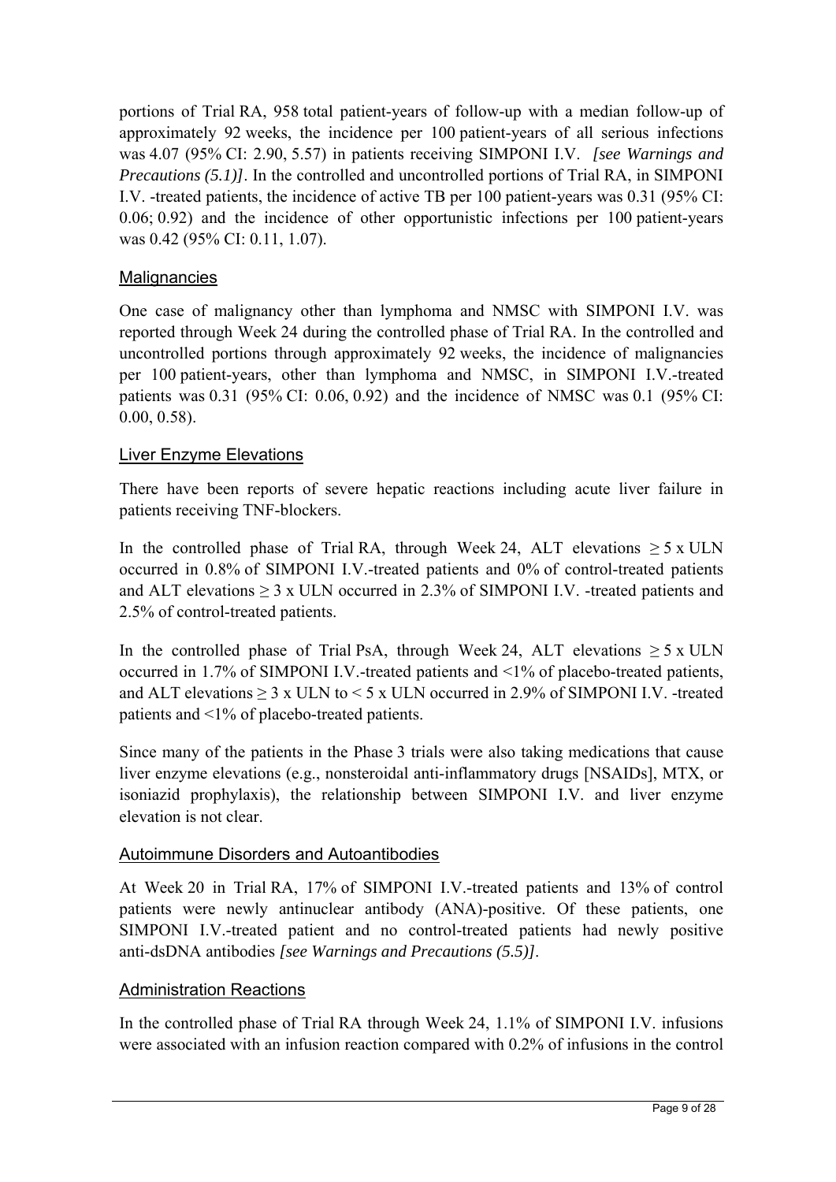portions of Trial RA, 958 total patient-years of follow-up with a median follow-up of approximately 92 weeks, the incidence per 100 patient-years of all serious infections was 4.07 (95% CI: 2.90, 5.57) in patients receiving SIMPONI I.V. *[see Warnings and Precautions (5.1)]*. In the controlled and uncontrolled portions of Trial RA, in SIMPONI I.V. -treated patients, the incidence of active TB per 100 patient-years was 0.31 (95% CI: 0.06; 0.92) and the incidence of other opportunistic infections per 100 patient-years was 0.42 (95% CI: 0.11, 1.07).

### Malignancies

One case of malignancy other than lymphoma and NMSC with SIMPONI I.V. was reported through Week 24 during the controlled phase of Trial RA. In the controlled and uncontrolled portions through approximately 92 weeks, the incidence of malignancies per 100 patient-years, other than lymphoma and NMSC, in SIMPONI I.V.-treated patients was 0.31 (95% CI: 0.06, 0.92) and the incidence of NMSC was 0.1 (95% CI: 0.00, 0.58).

### Liver Enzyme Elevations

There have been reports of severe hepatic reactions including acute liver failure in patients receiving TNF-blockers.

In the controlled phase of Trial RA, through Week 24, ALT elevations $\geq 5$ x ULN occurred in 0.8% of SIMPONI I.V.-treated patients and 0% of control-treated patients and ALT elevations $\geq 3$ x ULN occurred in 2.3% of SIMPONI I.V. -treated patients and 2.5% of control-treated patients.

In the controlled phase of Trial PsA, through Week 24, ALT elevations $\geq 5$ x ULN occurred in 1.7% of SIMPONI I.V.-treated patients and <1% of placebo-treated patients, and ALT elevations $\geq 3$ x ULN to $< 5$ x ULN occurred in 2.9% of SIMPONI I.V. -treated patients and <1% of placebo-treated patients.

Since many of the patients in the Phase 3 trials were also taking medications that cause liver enzyme elevations (e.g., nonsteroidal anti-inflammatory drugs [NSAIDs], MTX, or isoniazid prophylaxis), the relationship between SIMPONI I.V. and liver enzyme elevation is not clear.

### Autoimmune Disorders and Autoantibodies

At Week 20 in Trial RA, 17% of SIMPONI I.V.-treated patients and 13% of control patients were newly antinuclear antibody (ANA)-positive. Of these patients, one SIMPONI I.V.-treated patient and no control-treated patients had newly positive anti-dsDNA antibodies *[see Warnings and Precautions (5.5)]*.

### Administration Reactions

In the controlled phase of Trial RA through Week 24, 1.1% of SIMPONI I.V. infusions were associated with an infusion reaction compared with 0.2% of infusions in the control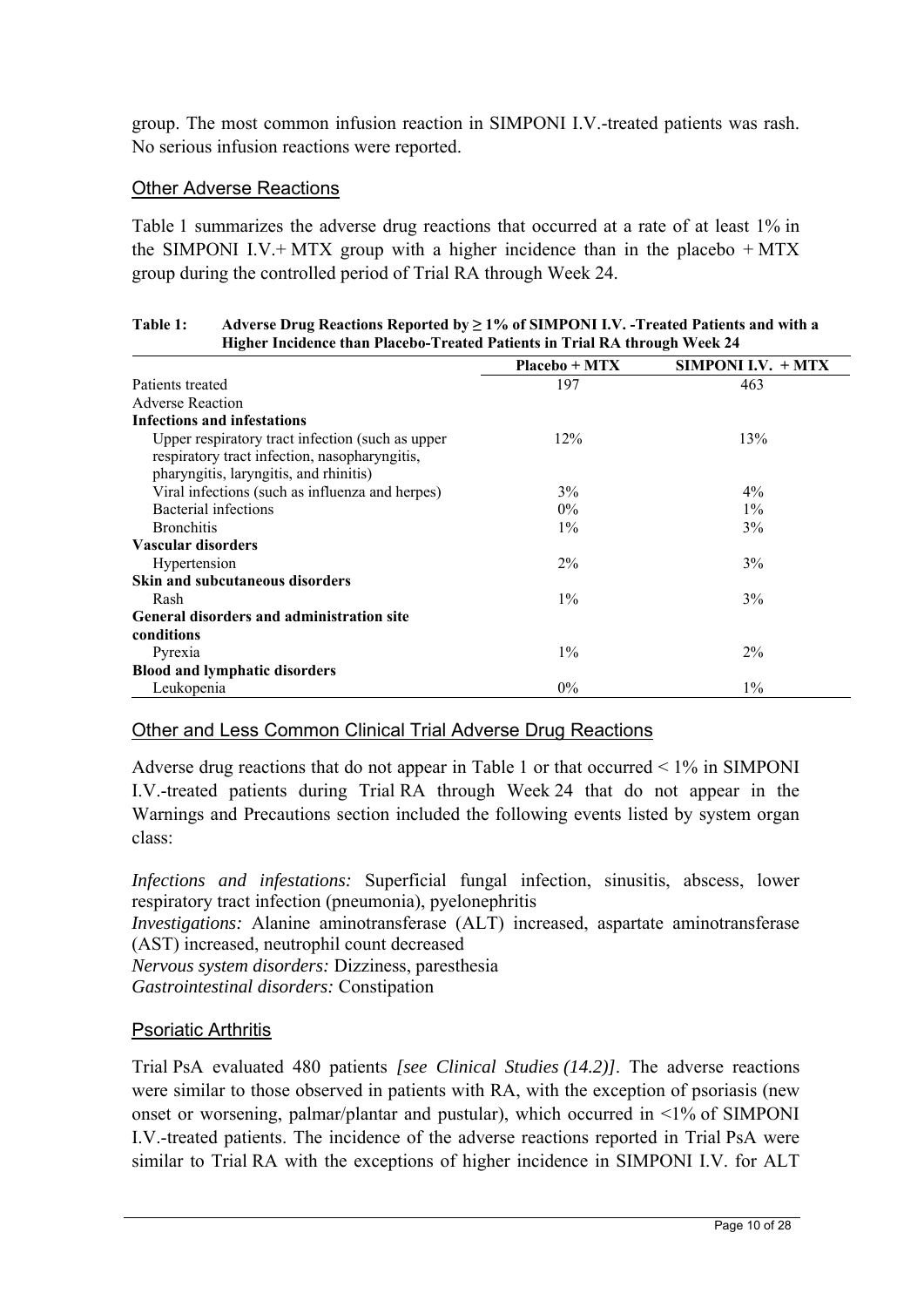group. The most common infusion reaction in SIMPONI I.V.-treated patients was rash. No serious infusion reactions were reported.

### Other Adverse Reactions

Table 1 summarizes the adverse drug reactions that occurred at a rate of at least 1% in the SIMPONI I.V.+ MTX group with a higher incidence than in the placebo + MTX group during the controlled period of Trial RA through Week 24.

**Table 1: Adverse Drug Reactions Reported by ≥ 1% of SIMPONI I.V. -Treated Patients and with a Higher Incidence than Placebo-Treated Patients in Trial RA through Week 24**

| | Placebo + MTX | SIMPONI I.V. + MTX |
|---|---|---|
| Patients treated | 197 | 463 |
| Adverse Reaction | | |
| **Infections and infestations** | | |
| Upper respiratory tract infection (such as upper respiratory tract infection, nasopharyngitis, pharyngitis, laryngitis, and rhinitis) | 12% | 13% |
| Viral infections (such as influenza and herpes) | 3% | 4% |
| Bacterial infections | 0% | 1% |
| Bronchitis | 1% | 3% |
| **Vascular disorders** | | |
| Hypertension | 2% | 3% |
| **Skin and subcutaneous disorders** | | |
| Rash | 1% | 3% |
| **General disorders and administration site conditions** | | |
| Pyrexia | 1% | 2% |
| **Blood and lymphatic disorders** | | |
| Leukopenia | 0% | 1% |

### Other and Less Common Clinical Trial Adverse Drug Reactions

Adverse drug reactions that do not appear in Table 1 or that occurred < 1% in SIMPONI I.V.-treated patients during Trial RA through Week 24 that do not appear in the Warnings and Precautions section included the following events listed by system organ class:

*Infections and infestations:* Superficial fungal infection, sinusitis, abscess, lower respiratory tract infection (pneumonia), pyelonephritis
*Investigations:* Alanine aminotransferase (ALT) increased, aspartate aminotransferase (AST) increased, neutrophil count decreased
*Nervous system disorders:* Dizziness, paresthesia
*Gastrointestinal disorders:* Constipation

### Psoriatic Arthritis

Trial PsA evaluated 480 patients *[see Clinical Studies (14.2)]*. The adverse reactions were similar to those observed in patients with RA, with the exception of psoriasis (new onset or worsening, palmar/plantar and pustular), which occurred in <1% of SIMPONI I.V.-treated patients. The incidence of the adverse reactions reported in Trial PsA were similar to Trial RA with the exceptions of higher incidence in SIMPONI I.V. for ALT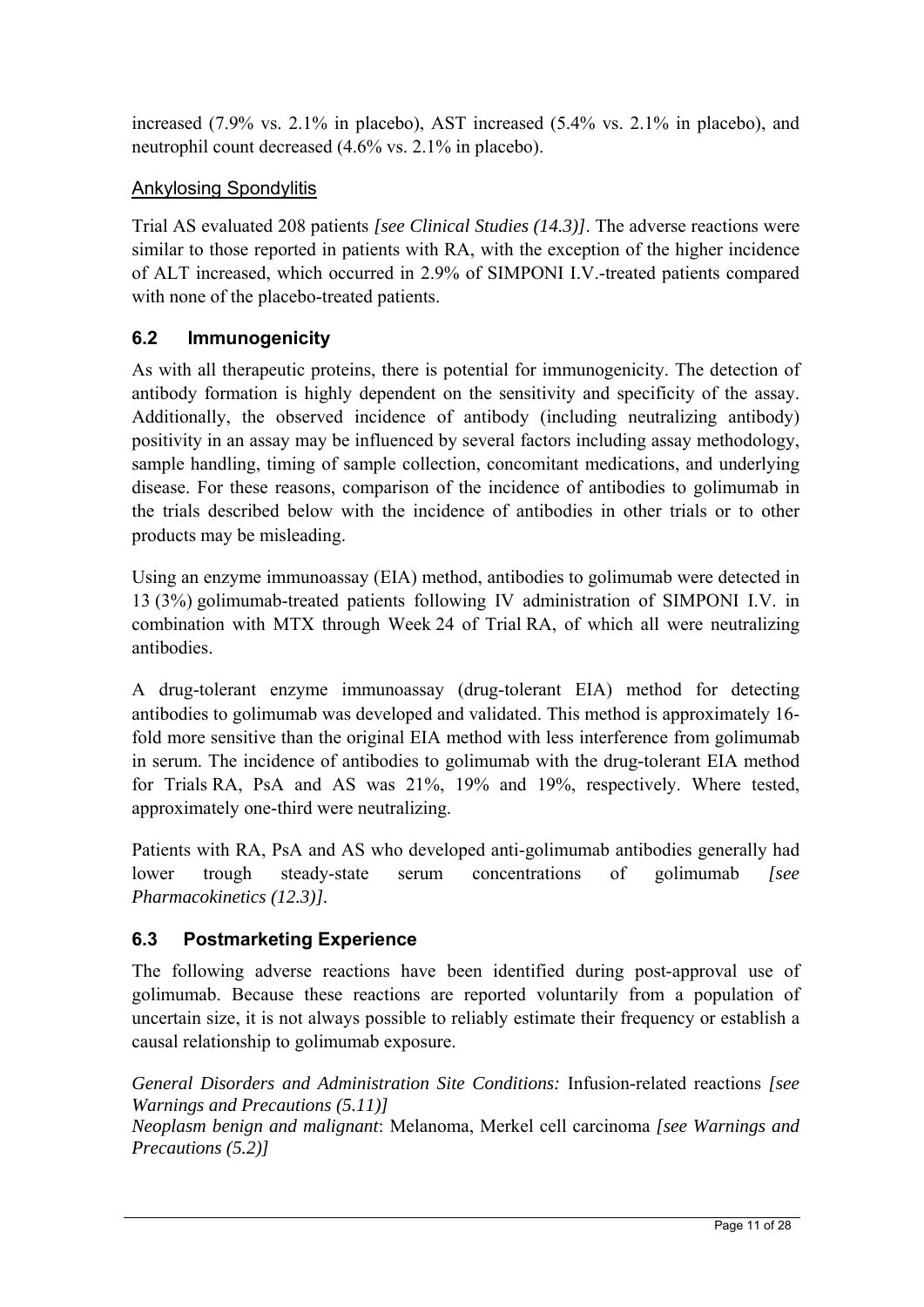increased (7.9% vs. 2.1% in placebo), AST increased (5.4% vs. 2.1% in placebo), and neutrophil count decreased (4.6% vs. 2.1% in placebo).

### Ankylosing Spondylitis

Trial AS evaluated 208 patients *[see Clinical Studies (14.3)]*. The adverse reactions were similar to those reported in patients with RA, with the exception of the higher incidence of ALT increased, which occurred in 2.9% of SIMPONI I.V.-treated patients compared with none of the placebo-treated patients.

## 6.2 Immunogenicity

As with all therapeutic proteins, there is potential for immunogenicity. The detection of antibody formation is highly dependent on the sensitivity and specificity of the assay. Additionally, the observed incidence of antibody (including neutralizing antibody) positivity in an assay may be influenced by several factors including assay methodology, sample handling, timing of sample collection, concomitant medications, and underlying disease. For these reasons, comparison of the incidence of antibodies to golimumab in the trials described below with the incidence of antibodies in other trials or to other products may be misleading.

Using an enzyme immunoassay (EIA) method, antibodies to golimumab were detected in 13 (3%) golimumab-treated patients following IV administration of SIMPONI I.V. in combination with MTX through Week 24 of Trial RA, of which all were neutralizing antibodies.

A drug-tolerant enzyme immunoassay (drug-tolerant EIA) method for detecting antibodies to golimumab was developed and validated. This method is approximately 16-fold more sensitive than the original EIA method with less interference from golimumab in serum. The incidence of antibodies to golimumab with the drug-tolerant EIA method for Trials RA, PsA and AS was 21%, 19% and 19%, respectively. Where tested, approximately one-third were neutralizing.

Patients with RA, PsA and AS who developed anti-golimumab antibodies generally had lower trough steady-state serum concentrations of golimumab *[see Pharmacokinetics (12.3)]*.

## 6.3 Postmarketing Experience

The following adverse reactions have been identified during post-approval use of golimumab. Because these reactions are reported voluntarily from a population of uncertain size, it is not always possible to reliably estimate their frequency or establish a causal relationship to golimumab exposure.

*General Disorders and Administration Site Conditions:* Infusion-related reactions *[see Warnings and Precautions (5.11)]*
*Neoplasm benign and malignant*: Melanoma, Merkel cell carcinoma *[see Warnings and Precautions (5.2)]*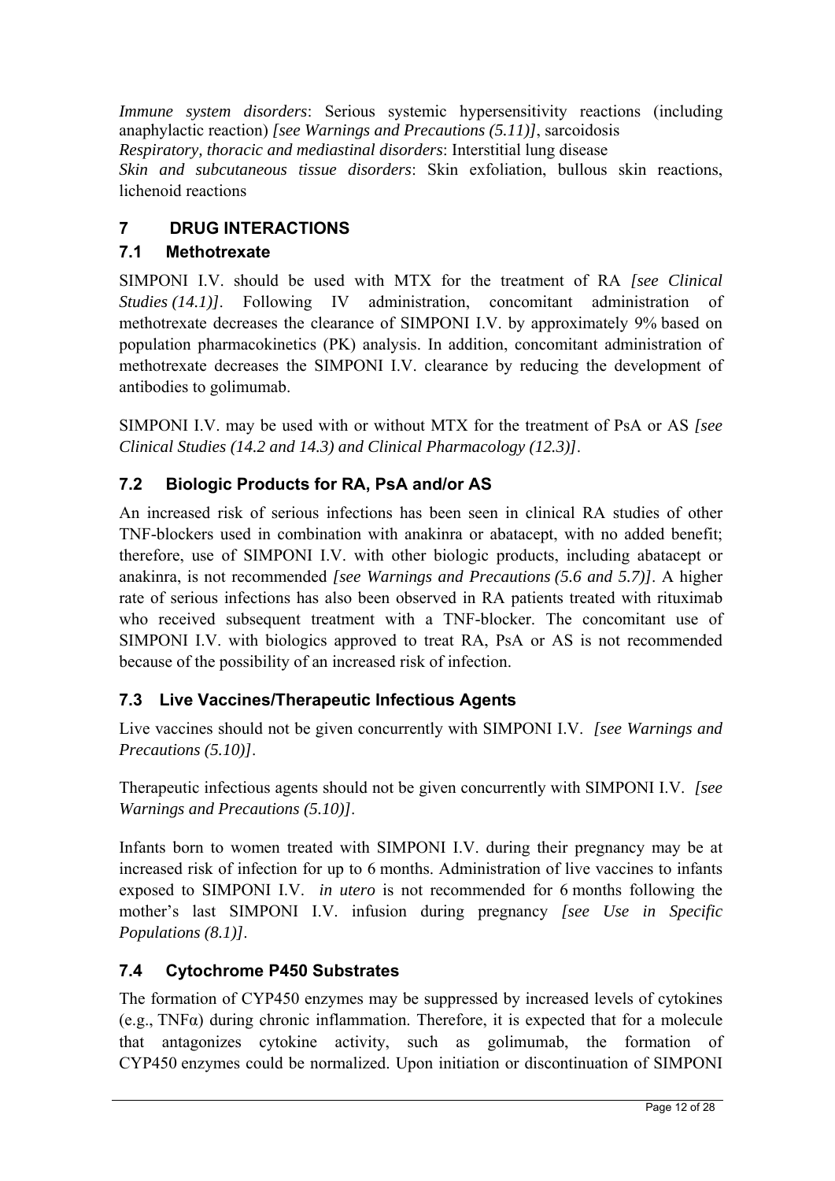*Immune system disorders*: Serious systemic hypersensitivity reactions (including anaphylactic reaction) *[see Warnings and Precautions (5.11)]*, sarcoidosis
*Respiratory, thoracic and mediastinal disorders*: Interstitial lung disease
*Skin and subcutaneous tissue disorders*: Skin exfoliation, bullous skin reactions, lichenoid reactions

## 7 DRUG INTERACTIONS

### 7.1 Methotrexate

SIMPONI I.V. should be used with MTX for the treatment of RA *[see Clinical Studies (14.1)]*. Following IV administration, concomitant administration of methotrexate decreases the clearance of SIMPONI I.V. by approximately 9% based on population pharmacokinetics (PK) analysis. In addition, concomitant administration of methotrexate decreases the SIMPONI I.V. clearance by reducing the development of antibodies to golimumab.

SIMPONI I.V. may be used with or without MTX for the treatment of PsA or AS *[see Clinical Studies (14.2 and 14.3) and Clinical Pharmacology (12.3)]*.

### 7.2 Biologic Products for RA, PsA and/or AS

An increased risk of serious infections has been seen in clinical RA studies of other TNF-blockers used in combination with anakinra or abatacept, with no added benefit; therefore, use of SIMPONI I.V. with other biologic products, including abatacept or anakinra, is not recommended *[see Warnings and Precautions (5.6 and 5.7)]*. A higher rate of serious infections has also been observed in RA patients treated with rituximab who received subsequent treatment with a TNF-blocker. The concomitant use of SIMPONI I.V. with biologics approved to treat RA, PsA or AS is not recommended because of the possibility of an increased risk of infection.

### 7.3 Live Vaccines/Therapeutic Infectious Agents

Live vaccines should not be given concurrently with SIMPONI I.V. *[see Warnings and Precautions (5.10)]*.

Therapeutic infectious agents should not be given concurrently with SIMPONI I.V. *[see Warnings and Precautions (5.10)]*.

Infants born to women treated with SIMPONI I.V. during their pregnancy may be at increased risk of infection for up to 6 months. Administration of live vaccines to infants exposed to SIMPONI I.V. *in utero* is not recommended for 6 months following the mother's last SIMPONI I.V. infusion during pregnancy *[see Use in Specific Populations (8.1)]*.

### 7.4 Cytochrome P450 Substrates

The formation of CYP450 enzymes may be suppressed by increased levels of cytokines (e.g., TNFα) during chronic inflammation. Therefore, it is expected that for a molecule that antagonizes cytokine activity, such as golimumab, the formation of CYP450 enzymes could be normalized. Upon initiation or discontinuation of SIMPONI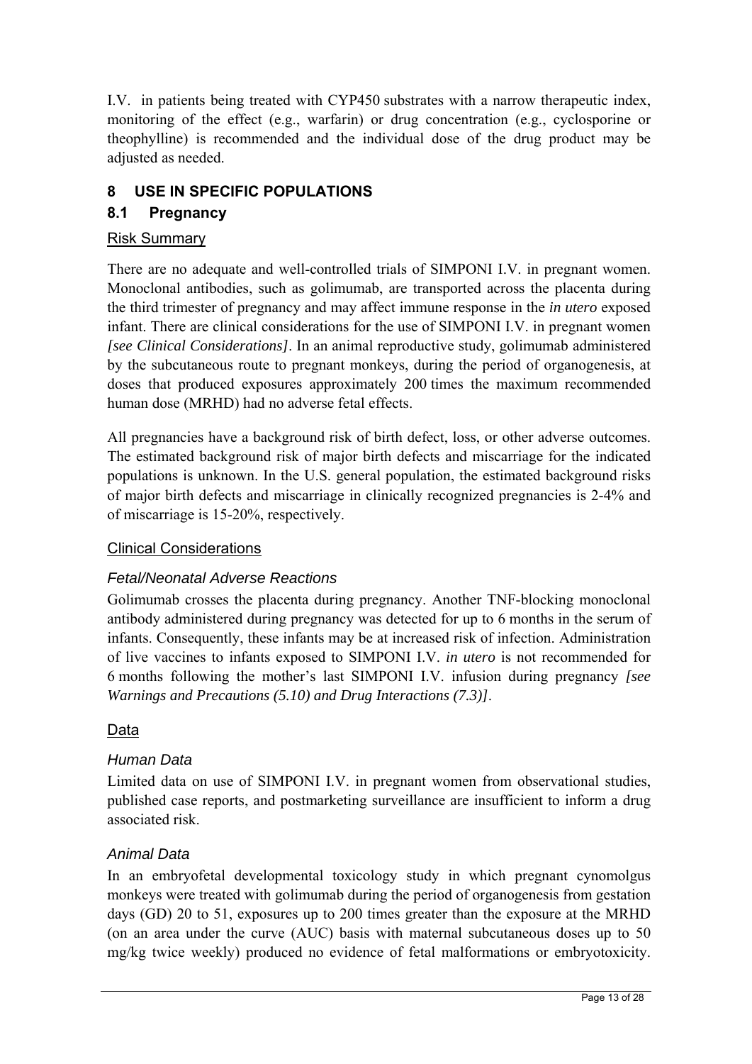I.V. in patients being treated with CYP450 substrates with a narrow therapeutic index, monitoring of the effect (e.g., warfarin) or drug concentration (e.g., cyclosporine or theophylline) is recommended and the individual dose of the drug product may be adjusted as needed.

## 8 USE IN SPECIFIC POPULATIONS

### 8.1 Pregnancy

Risk Summary

There are no adequate and well-controlled trials of SIMPONI I.V. in pregnant women. Monoclonal antibodies, such as golimumab, are transported across the placenta during the third trimester of pregnancy and may affect immune response in the *in utero* exposed infant. There are clinical considerations for the use of SIMPONI I.V. in pregnant women *[see Clinical Considerations]*. In an animal reproductive study, golimumab administered by the subcutaneous route to pregnant monkeys, during the period of organogenesis, at doses that produced exposures approximately 200 times the maximum recommended human dose (MRHD) had no adverse fetal effects.

All pregnancies have a background risk of birth defect, loss, or other adverse outcomes. The estimated background risk of major birth defects and miscarriage for the indicated populations is unknown. In the U.S. general population, the estimated background risks of major birth defects and miscarriage in clinically recognized pregnancies is 2-4% and of miscarriage is 15-20%, respectively.

Clinical Considerations

*Fetal/Neonatal Adverse Reactions*

Golimumab crosses the placenta during pregnancy. Another TNF-blocking monoclonal antibody administered during pregnancy was detected for up to 6 months in the serum of infants. Consequently, these infants may be at increased risk of infection. Administration of live vaccines to infants exposed to SIMPONI I.V. *in utero* is not recommended for 6 months following the mother's last SIMPONI I.V. infusion during pregnancy *[see Warnings and Precautions (5.10) and Drug Interactions (7.3)]*.

Data

*Human Data*

Limited data on use of SIMPONI I.V. in pregnant women from observational studies, published case reports, and postmarketing surveillance are insufficient to inform a drug associated risk.

*Animal Data*

In an embryofetal developmental toxicology study in which pregnant cynomolgus monkeys were treated with golimumab during the period of organogenesis from gestation days (GD) 20 to 51, exposures up to 200 times greater than the exposure at the MRHD (on an area under the curve (AUC) basis with maternal subcutaneous doses up to 50 mg/kg twice weekly) produced no evidence of fetal malformations or embryotoxicity.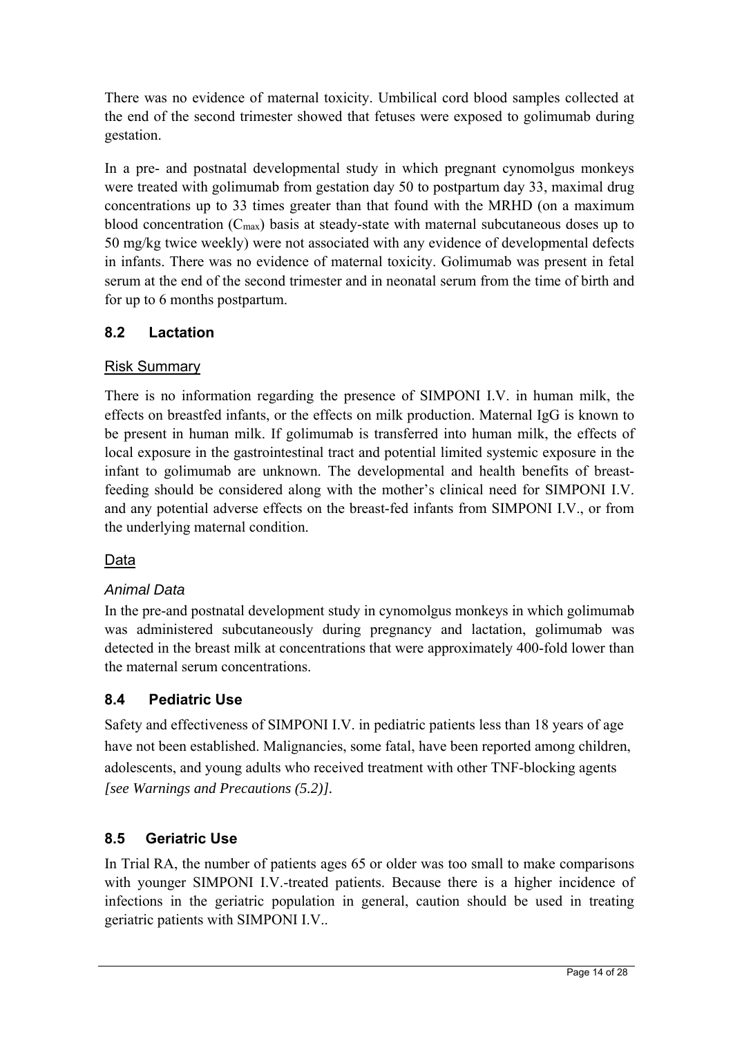There was no evidence of maternal toxicity. Umbilical cord blood samples collected at the end of the second trimester showed that fetuses were exposed to golimumab during gestation.

In a pre- and postnatal developmental study in which pregnant cynomolgus monkeys were treated with golimumab from gestation day 50 to postpartum day 33, maximal drug concentrations up to 33 times greater than that found with the MRHD (on a maximum blood concentration ($C_{max}$) basis at steady-state with maternal subcutaneous doses up to 50 mg/kg twice weekly) were not associated with any evidence of developmental defects in infants. There was no evidence of maternal toxicity. Golimumab was present in fetal serum at the end of the second trimester and in neonatal serum from the time of birth and for up to 6 months postpartum.

## 8.2 Lactation

### Risk Summary

There is no information regarding the presence of SIMPONI I.V. in human milk, the effects on breastfed infants, or the effects on milk production. Maternal IgG is known to be present in human milk. If golimumab is transferred into human milk, the effects of local exposure in the gastrointestinal tract and potential limited systemic exposure in the infant to golimumab are unknown. The developmental and health benefits of breast-feeding should be considered along with the mother's clinical need for SIMPONI I.V. and any potential adverse effects on the breast-fed infants from SIMPONI I.V., or from the underlying maternal condition.

### Data

*Animal Data*

In the pre-and postnatal development study in cynomolgus monkeys in which golimumab was administered subcutaneously during pregnancy and lactation, golimumab was detected in the breast milk at concentrations that were approximately 400-fold lower than the maternal serum concentrations.

## 8.4 Pediatric Use

Safety and effectiveness of SIMPONI I.V. in pediatric patients less than 18 years of age have not been established. Malignancies, some fatal, have been reported among children, adolescents, and young adults who received treatment with other TNF-blocking agents *[see Warnings and Precautions (5.2)]*.

## 8.5 Geriatric Use

In Trial RA, the number of patients ages 65 or older was too small to make comparisons with younger SIMPONI I.V.-treated patients. Because there is a higher incidence of infections in the geriatric population in general, caution should be used in treating geriatric patients with SIMPONI I.V..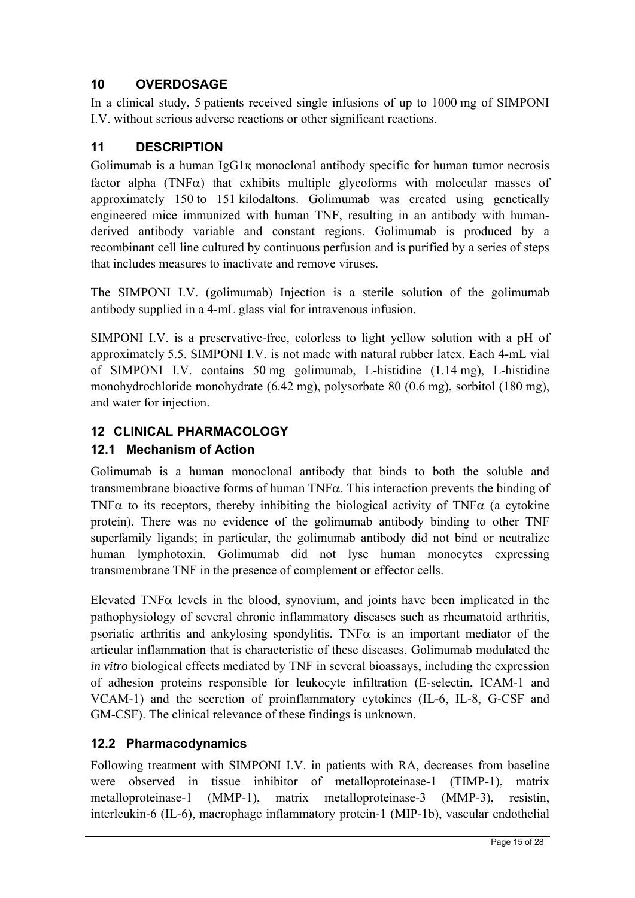## 10 OVERDOSAGE

In a clinical study, 5 patients received single infusions of up to 1000 mg of SIMPONI I.V. without serious adverse reactions or other significant reactions.

## 11 DESCRIPTION

Golimumab is a human IgG1κ monoclonal antibody specific for human tumor necrosis factor alpha (TNFα) that exhibits multiple glycoforms with molecular masses of approximately 150 to 151 kilodaltons. Golimumab was created using genetically engineered mice immunized with human TNF, resulting in an antibody with human-derived antibody variable and constant regions. Golimumab is produced by a recombinant cell line cultured by continuous perfusion and is purified by a series of steps that includes measures to inactivate and remove viruses.

The SIMPONI I.V. (golimumab) Injection is a sterile solution of the golimumab antibody supplied in a 4-mL glass vial for intravenous infusion.

SIMPONI I.V. is a preservative-free, colorless to light yellow solution with a pH of approximately 5.5. SIMPONI I.V. is not made with natural rubber latex. Each 4-mL vial of SIMPONI I.V. contains 50 mg golimumab, L-histidine (1.14 mg), L-histidine monohydrochloride monohydrate (6.42 mg), polysorbate 80 (0.6 mg), sorbitol (180 mg), and water for injection.

## 12 CLINICAL PHARMACOLOGY

### 12.1 Mechanism of Action

Golimumab is a human monoclonal antibody that binds to both the soluble and transmembrane bioactive forms of human TNFα. This interaction prevents the binding of TNFα to its receptors, thereby inhibiting the biological activity of TNFα (a cytokine protein). There was no evidence of the golimumab antibody binding to other TNF superfamily ligands; in particular, the golimumab antibody did not bind or neutralize human lymphotoxin. Golimumab did not lyse human monocytes expressing transmembrane TNF in the presence of complement or effector cells.

Elevated TNFα levels in the blood, synovium, and joints have been implicated in the pathophysiology of several chronic inflammatory diseases such as rheumatoid arthritis, psoriatic arthritis and ankylosing spondylitis. TNFα is an important mediator of the articular inflammation that is characteristic of these diseases. Golimumab modulated the *in vitro* biological effects mediated by TNF in several bioassays, including the expression of adhesion proteins responsible for leukocyte infiltration (E-selectin, ICAM-1 and VCAM-1) and the secretion of proinflammatory cytokines (IL-6, IL-8, G-CSF and GM-CSF). The clinical relevance of these findings is unknown.

### 12.2 Pharmacodynamics

Following treatment with SIMPONI I.V. in patients with RA, decreases from baseline were observed in tissue inhibitor of metalloproteinase-1 (TIMP-1), matrix metalloproteinase-1 (MMP-1), matrix metalloproteinase-3 (MMP-3), resistin, interleukin-6 (IL-6), macrophage inflammatory protein-1 (MIP-1b), vascular endothelial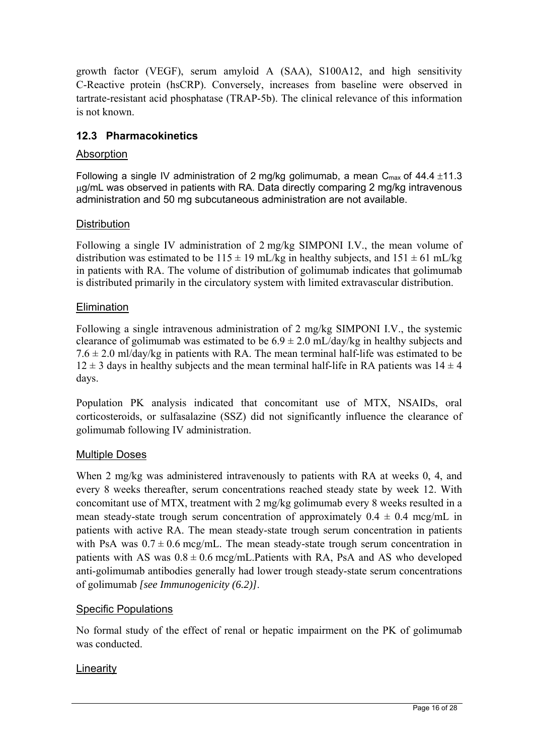growth factor (VEGF), serum amyloid A (SAA), S100A12, and high sensitivity C-Reactive protein (hsCRP). Conversely, increases from baseline were observed in tartrate-resistant acid phosphatase (TRAP-5b). The clinical relevance of this information is not known.

### 12.3 Pharmacokinetics

Absorption

Following a single IV administration of 2 mg/kg golimumab, a mean $C_{max}$ of 44.4 ±11.3 μg/mL was observed in patients with RA. Data directly comparing 2 mg/kg intravenous administration and 50 mg subcutaneous administration are not available.

Distribution

Following a single IV administration of 2 mg/kg SIMPONI I.V., the mean volume of distribution was estimated to be 115 ± 19 mL/kg in healthy subjects, and 151 ± 61 mL/kg in patients with RA. The volume of distribution of golimumab indicates that golimumab is distributed primarily in the circulatory system with limited extravascular distribution.

Elimination

Following a single intravenous administration of 2 mg/kg SIMPONI I.V., the systemic clearance of golimumab was estimated to be 6.9 ± 2.0 mL/day/kg in healthy subjects and 7.6 ± 2.0 ml/day/kg in patients with RA. The mean terminal half-life was estimated to be 12 ± 3 days in healthy subjects and the mean terminal half-life in RA patients was 14 ± 4 days.

Population PK analysis indicated that concomitant use of MTX, NSAIDs, oral corticosteroids, or sulfasalazine (SSZ) did not significantly influence the clearance of golimumab following IV administration.

Multiple Doses

When 2 mg/kg was administered intravenously to patients with RA at weeks 0, 4, and every 8 weeks thereafter, serum concentrations reached steady state by week 12. With concomitant use of MTX, treatment with 2 mg/kg golimumab every 8 weeks resulted in a mean steady-state trough serum concentration of approximately 0.4 ± 0.4 mcg/mL in patients with active RA. The mean steady-state trough serum concentration in patients with PsA was 0.7 ± 0.6 mcg/mL. The mean steady-state trough serum concentration in patients with AS was 0.8 ± 0.6 mcg/mL.Patients with RA, PsA and AS who developed anti-golimumab antibodies generally had lower trough steady-state serum concentrations of golimumab *[see Immunogenicity (6.2)]*.

Specific Populations

No formal study of the effect of renal or hepatic impairment on the PK of golimumab was conducted.

Linearity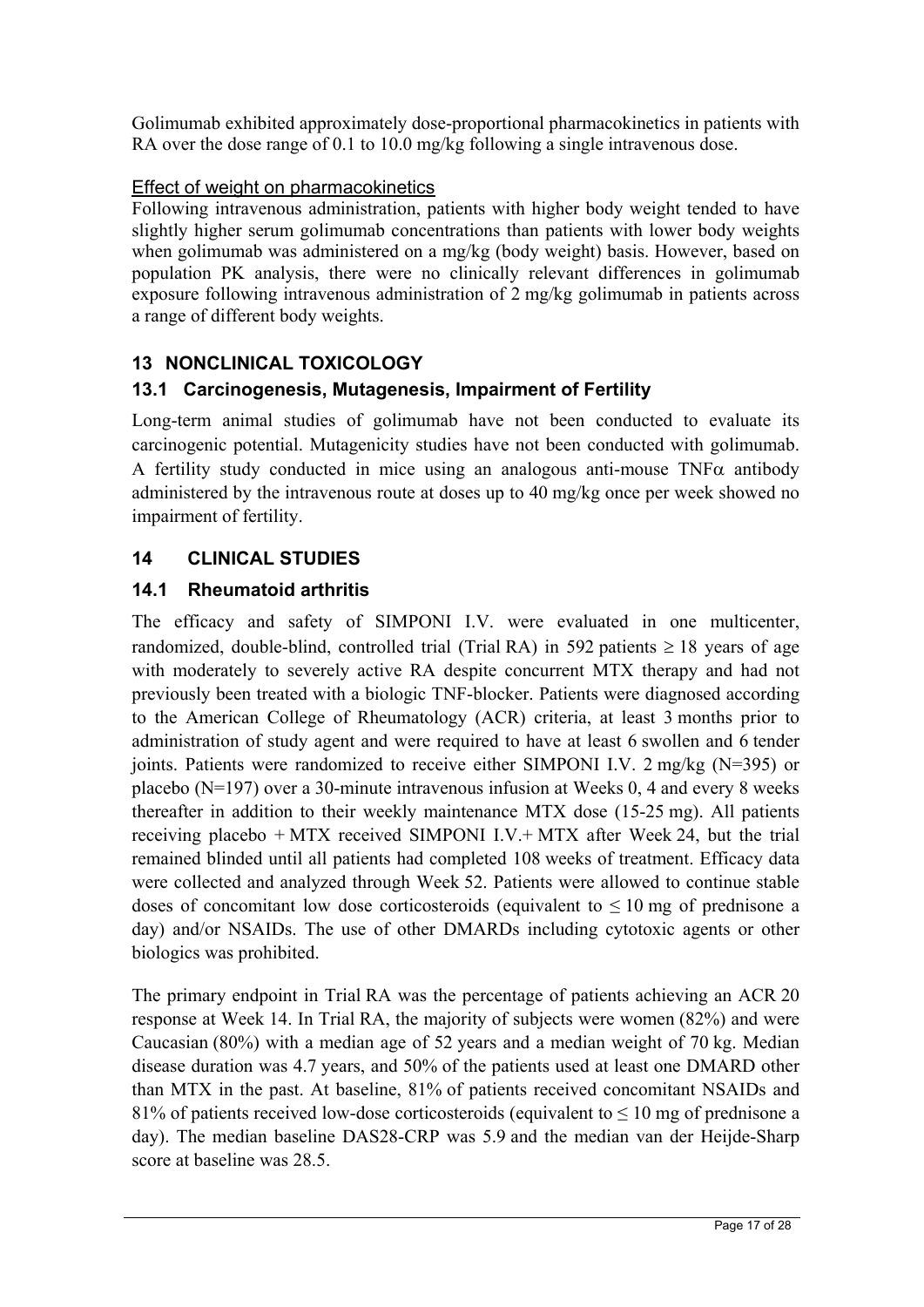Golimumab exhibited approximately dose-proportional pharmacokinetics in patients with RA over the dose range of 0.1 to 10.0 mg/kg following a single intravenous dose.

Effect of weight on pharmacokinetics

Following intravenous administration, patients with higher body weight tended to have slightly higher serum golimumab concentrations than patients with lower body weights when golimumab was administered on a mg/kg (body weight) basis. However, based on population PK analysis, there were no clinically relevant differences in golimumab exposure following intravenous administration of 2 mg/kg golimumab in patients across a range of different body weights.

## 13 NONCLINICAL TOXICOLOGY

### 13.1 Carcinogenesis, Mutagenesis, Impairment of Fertility

Long-term animal studies of golimumab have not been conducted to evaluate its carcinogenic potential. Mutagenicity studies have not been conducted with golimumab. A fertility study conducted in mice using an analogous anti-mouse TNFα antibody administered by the intravenous route at doses up to 40 mg/kg once per week showed no impairment of fertility.

## 14 CLINICAL STUDIES

### 14.1 Rheumatoid arthritis

The efficacy and safety of SIMPONI I.V. were evaluated in one multicenter, randomized, double-blind, controlled trial (Trial RA) in 592 patients ≥ 18 years of age with moderately to severely active RA despite concurrent MTX therapy and had not previously been treated with a biologic TNF-blocker. Patients were diagnosed according to the American College of Rheumatology (ACR) criteria, at least 3 months prior to administration of study agent and were required to have at least 6 swollen and 6 tender joints. Patients were randomized to receive either SIMPONI I.V. 2 mg/kg (N=395) or placebo (N=197) over a 30-minute intravenous infusion at Weeks 0, 4 and every 8 weeks thereafter in addition to their weekly maintenance MTX dose (15-25 mg). All patients receiving placebo + MTX received SIMPONI I.V.+ MTX after Week 24, but the trial remained blinded until all patients had completed 108 weeks of treatment. Efficacy data were collected and analyzed through Week 52. Patients were allowed to continue stable doses of concomitant low dose corticosteroids (equivalent to ≤ 10 mg of prednisone a day) and/or NSAIDs. The use of other DMARDs including cytotoxic agents or other biologics was prohibited.

The primary endpoint in Trial RA was the percentage of patients achieving an ACR 20 response at Week 14. In Trial RA, the majority of subjects were women (82%) and were Caucasian (80%) with a median age of 52 years and a median weight of 70 kg. Median disease duration was 4.7 years, and 50% of the patients used at least one DMARD other than MTX in the past. At baseline, 81% of patients received concomitant NSAIDs and 81% of patients received low-dose corticosteroids (equivalent to ≤ 10 mg of prednisone a day). The median baseline DAS28-CRP was 5.9 and the median van der Heijde-Sharp score at baseline was 28.5.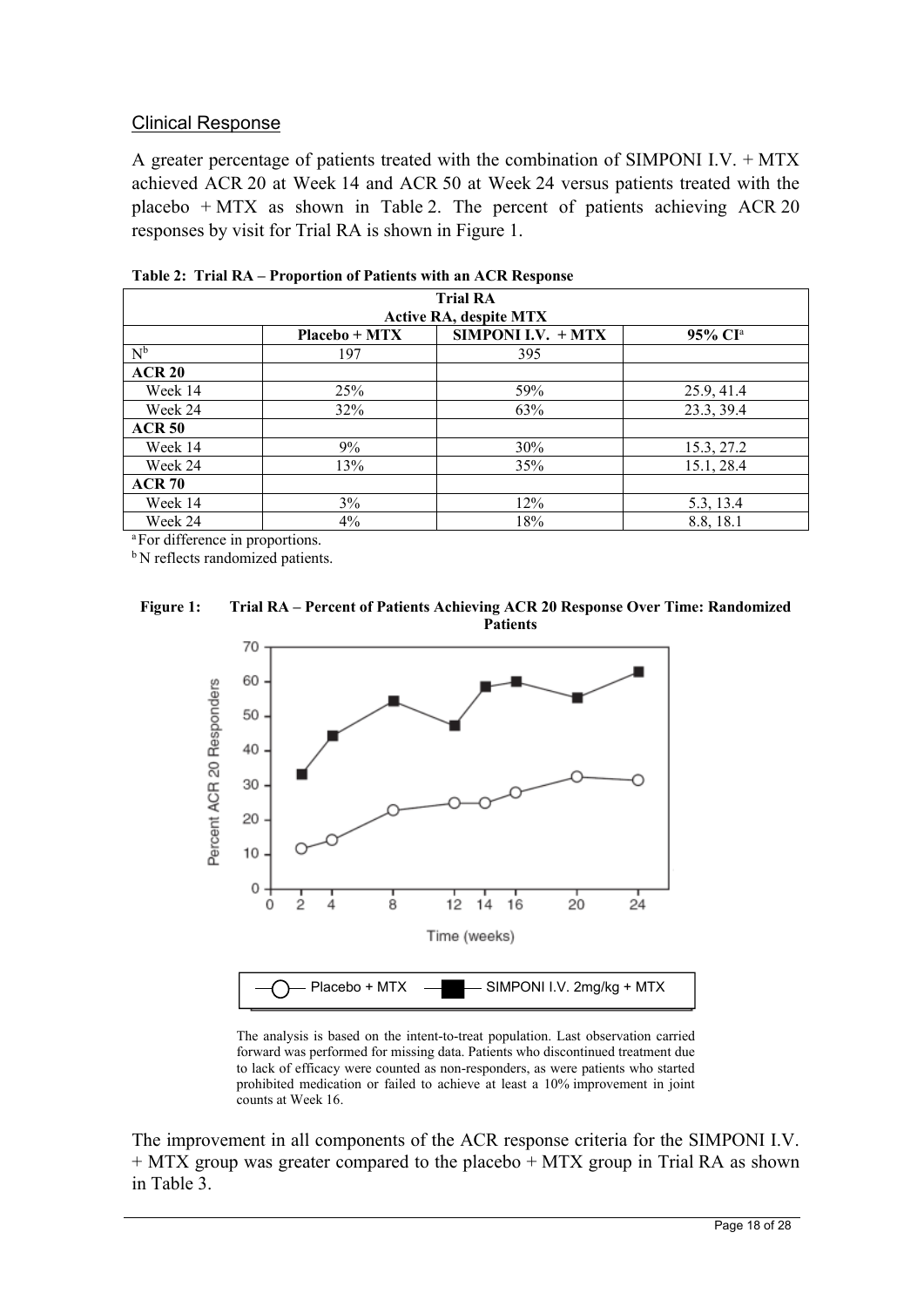## Clinical Response

A greater percentage of patients treated with the combination of SIMPONI I.V. + MTX achieved ACR 20 at Week 14 and ACR 50 at Week 24 versus patients treated with the placebo + MTX as shown in Table 2. The percent of patients achieving ACR 20 responses by visit for Trial RA is shown in Figure 1.

**Table 2: Trial RA – Proportion of Patients with an ACR Response**

| Trial RA<br>Active RA, despite MTX | | | |
|---|---|---|---|
| | **Placebo + MTX** | **SIMPONI I.V. + MTX** | **95% CI[a]** |
| N[b] | 197 | 395 | |
| **ACR 20** | | | |
| Week 14 | 25% | 59% | 25.9, 41.4 |
| Week 24 | 32% | 63% | 23.3, 39.4 |
| **ACR 50** | | | |
| Week 14 | 9% | 30% | 15.3, 27.2 |
| Week 24 | 13% | 35% | 15.1, 28.4 |
| **ACR 70** | | | |
| Week 14 | 3% | 12% | 5.3, 13.4 |
| Week 24 | 4% | 18% | 8.8, 18.1 |

[a] For difference in proportions.
[b] N reflects randomized patients.

**Figure 1: Trial RA – Percent of Patients Achieving ACR 20 Response Over Time: Randomized Patients**

The analysis is based on the intent-to-treat population. Last observation carried forward was performed for missing data. Patients who discontinued treatment due to lack of efficacy were counted as non-responders, as were patients who started prohibited medication or failed to achieve at least a 10% improvement in joint counts at Week 16.

The improvement in all components of the ACR response criteria for the SIMPONI I.V. + MTX group was greater compared to the placebo + MTX group in Trial RA as shown in Table 3.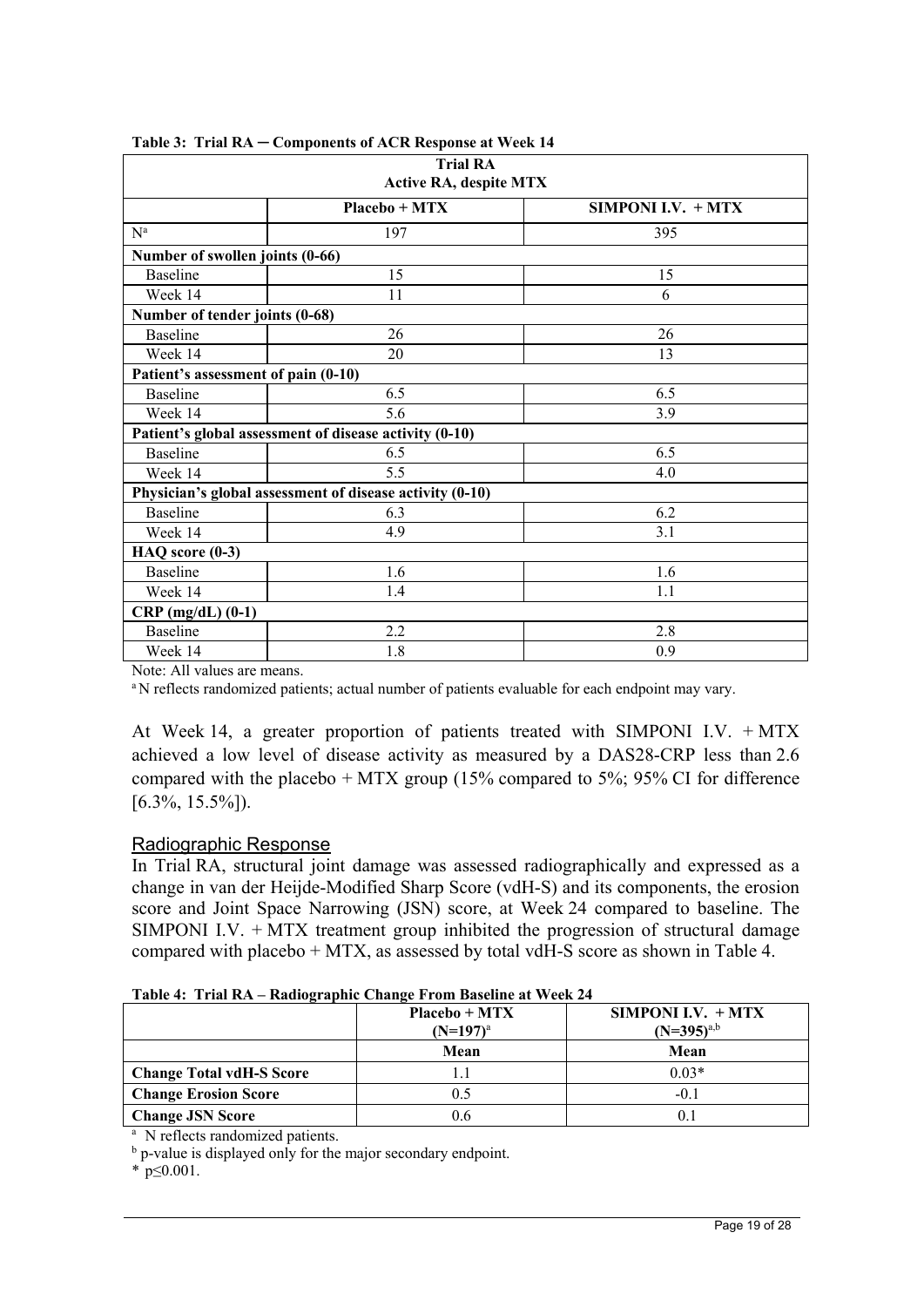**Table 3: Trial RA ─ Components of ACR Response at Week 14**

| Trial RA Active RA, despite MTX | | |
|---|---|---|
| | **Placebo + MTX** | **SIMPONI I.V. + MTX** |
| N[a] | 197 | 395 |
| **Number of swollen joints (0-66)** | | |
| Baseline | 15 | 15 |
| Week 14 | 11 | 6 |
| **Number of tender joints (0-68)** | | |
| Baseline | 26 | 26 |
| Week 14 | 20 | 13 |
| **Patient's assessment of pain (0-10)** | | |
| Baseline | 6.5 | 6.5 |
| Week 14 | 5.6 | 3.9 |
| **Patient's global assessment of disease activity (0-10)** | | |
| Baseline | 6.5 | 6.5 |
| Week 14 | 5.5 | 4.0 |
| **Physician's global assessment of disease activity (0-10)** | | |
| Baseline | 6.3 | 6.2 |
| Week 14 | 4.9 | 3.1 |
| **HAQ score (0-3)** | | |
| Baseline | 1.6 | 1.6 |
| Week 14 | 1.4 | 1.1 |
| **CRP (mg/dL) (0-1)** | | |
| Baseline | 2.2 | 2.8 |
| Week 14 | 1.8 | 0.9 |

Note: All values are means.

[a] N reflects randomized patients; actual number of patients evaluable for each endpoint may vary.

At Week 14, a greater proportion of patients treated with SIMPONI I.V. + MTX achieved a low level of disease activity as measured by a DAS28-CRP less than 2.6 compared with the placebo + MTX group (15% compared to 5%; 95% CI for difference [6.3%, 15.5%]).

## Radiographic Response

In Trial RA, structural joint damage was assessed radiographically and expressed as a change in van der Heijde-Modified Sharp Score (vdH-S) and its components, the erosion score and Joint Space Narrowing (JSN) score, at Week 24 compared to baseline. The SIMPONI I.V. + MTX treatment group inhibited the progression of structural damage compared with placebo + MTX, as assessed by total vdH-S score as shown in Table 4.

**Table 4: Trial RA – Radiographic Change From Baseline at Week 24**

| | **Placebo + MTX (N=197)[a]** | **SIMPONI I.V. + MTX (N=395)[a,b]** |
|---|---|---|
| | **Mean** | **Mean** |
| **Change Total vdH-S Score** | 1.1 | 0.03* |
| **Change Erosion Score** | 0.5 | -0.1 |
| **Change JSN Score** | 0.6 | 0.1 |

[a] N reflects randomized patients.

[b] p-value is displayed only for the major secondary endpoint.

* $p \leq 0.001$.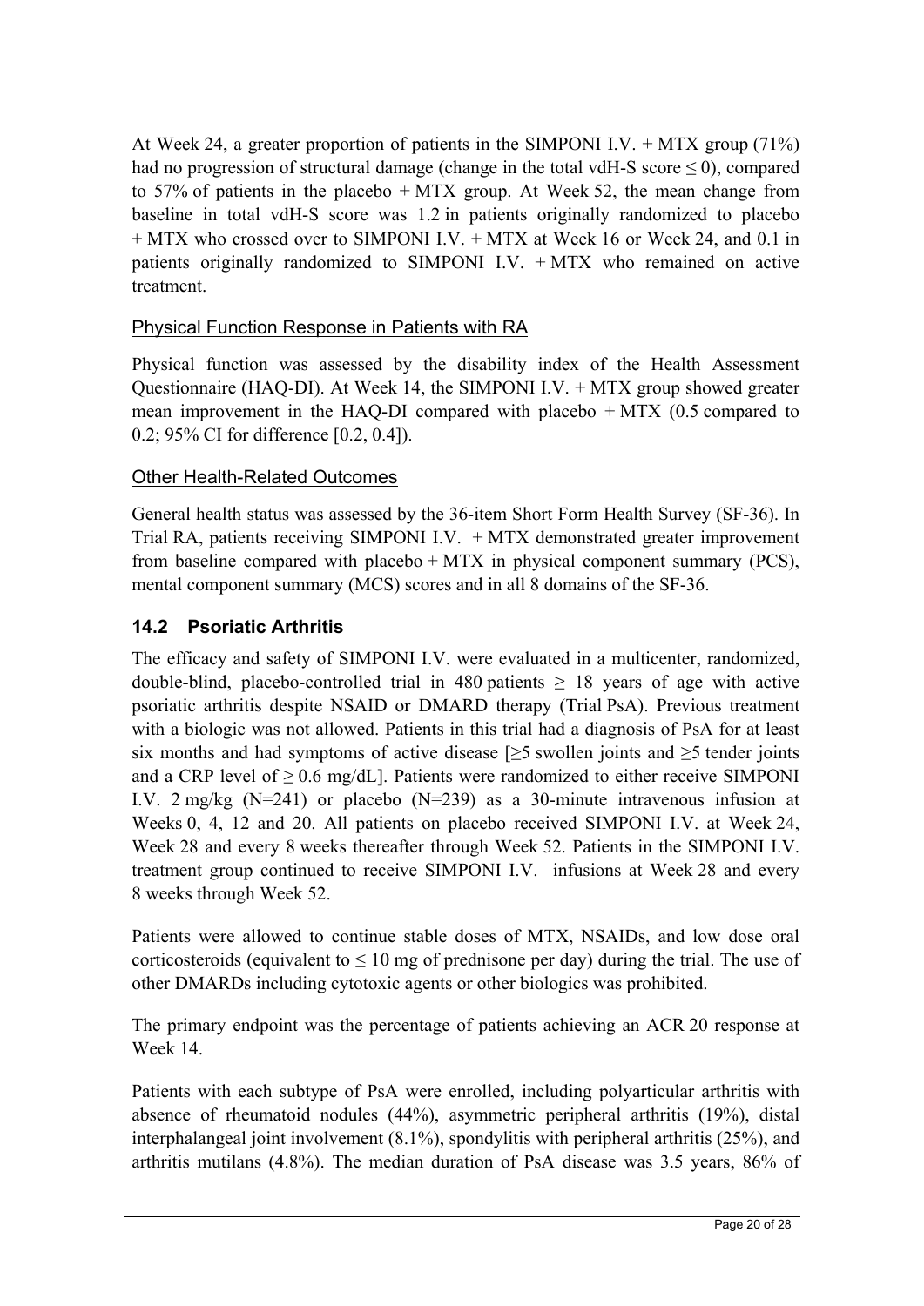At Week 24, a greater proportion of patients in the SIMPONI I.V. + MTX group (71%) had no progression of structural damage (change in the total vdH-S score ≤ 0), compared to 57% of patients in the placebo + MTX group. At Week 52, the mean change from baseline in total vdH-S score was 1.2 in patients originally randomized to placebo + MTX who crossed over to SIMPONI I.V. + MTX at Week 16 or Week 24, and 0.1 in patients originally randomized to SIMPONI I.V. + MTX who remained on active treatment.

### Physical Function Response in Patients with RA

Physical function was assessed by the disability index of the Health Assessment Questionnaire (HAQ-DI). At Week 14, the SIMPONI I.V. + MTX group showed greater mean improvement in the HAQ-DI compared with placebo + MTX (0.5 compared to 0.2; 95% CI for difference [0.2, 0.4]).

### Other Health-Related Outcomes

General health status was assessed by the 36-item Short Form Health Survey (SF-36). In Trial RA, patients receiving SIMPONI I.V. + MTX demonstrated greater improvement from baseline compared with placebo + MTX in physical component summary (PCS), mental component summary (MCS) scores and in all 8 domains of the SF-36.

## 14.2 Psoriatic Arthritis

The efficacy and safety of SIMPONI I.V. were evaluated in a multicenter, randomized, double-blind, placebo-controlled trial in 480 patients ≥ 18 years of age with active psoriatic arthritis despite NSAID or DMARD therapy (Trial PsA). Previous treatment with a biologic was not allowed. Patients in this trial had a diagnosis of PsA for at least six months and had symptoms of active disease [≥5 swollen joints and ≥5 tender joints and a CRP level of ≥ 0.6 mg/dL]. Patients were randomized to either receive SIMPONI I.V. 2 mg/kg (N=241) or placebo (N=239) as a 30-minute intravenous infusion at Weeks 0, 4, 12 and 20. All patients on placebo received SIMPONI I.V. at Week 24, Week 28 and every 8 weeks thereafter through Week 52. Patients in the SIMPONI I.V. treatment group continued to receive SIMPONI I.V. infusions at Week 28 and every 8 weeks through Week 52.

Patients were allowed to continue stable doses of MTX, NSAIDs, and low dose oral corticosteroids (equivalent to ≤ 10 mg of prednisone per day) during the trial. The use of other DMARDs including cytotoxic agents or other biologics was prohibited.

The primary endpoint was the percentage of patients achieving an ACR 20 response at Week 14.

Patients with each subtype of PsA were enrolled, including polyarticular arthritis with absence of rheumatoid nodules (44%), asymmetric peripheral arthritis (19%), distal interphalangeal joint involvement (8.1%), spondylitis with peripheral arthritis (25%), and arthritis mutilans (4.8%). The median duration of PsA disease was 3.5 years, 86% of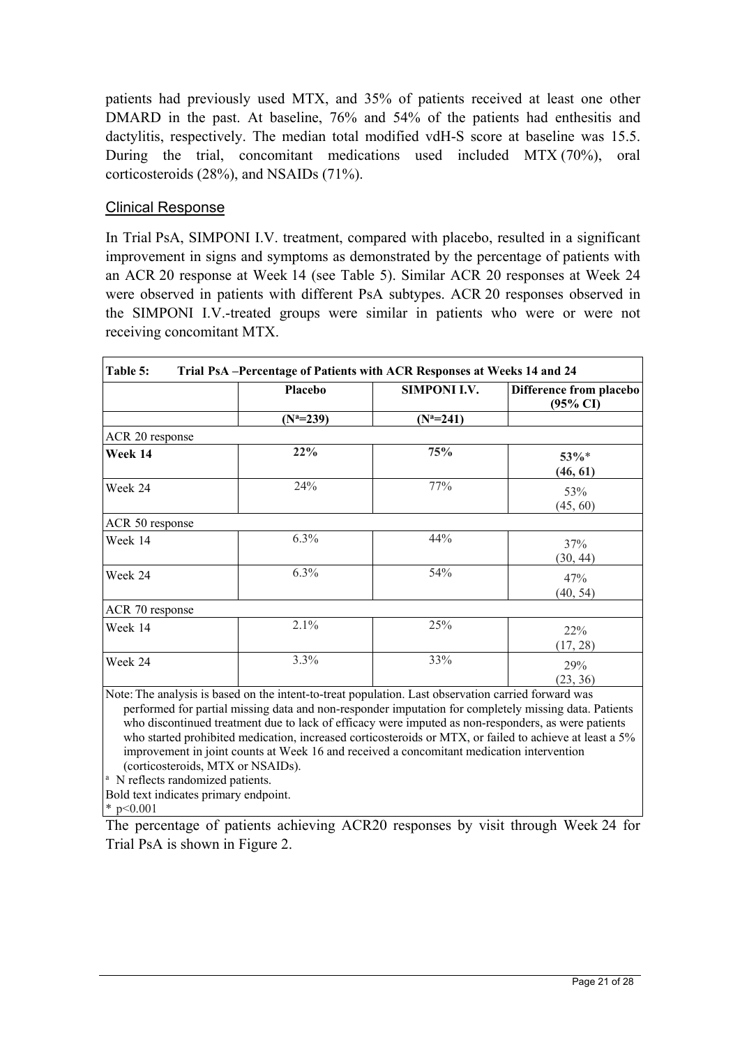patients had previously used MTX, and 35% of patients received at least one other DMARD in the past. At baseline, 76% and 54% of the patients had enthesitis and dactylitis, respectively. The median total modified vdH-S score at baseline was 15.5. During the trial, concomitant medications used included MTX (70%), oral corticosteroids (28%), and NSAIDs (71%).

### Clinical Response

In Trial PsA, SIMPONI I.V. treatment, compared with placebo, resulted in a significant improvement in signs and symptoms as demonstrated by the percentage of patients with an ACR 20 response at Week 14 (see Table 5). Similar ACR 20 responses at Week 24 were observed in patients with different PsA subtypes. ACR 20 responses observed in the SIMPONI I.V.-treated groups were similar in patients who were or were not receiving concomitant MTX.

**Table 5: Trial PsA –Percentage of Patients with ACR Responses at Weeks 14 and 24**

| | Placebo | SIMPONI I.V. | Difference from placebo (95% CI) |
|---|---|---|---|
| | (N[a]=239) | (N[a]=241) | |
| ACR 20 response | | | |
| **Week 14** | **22%** | **75%** | **53%*** **(46, 61)** |
| Week 24 | 24% | 77% | 53% (45, 60) |
| ACR 50 response | | | |
| Week 14 | 6.3% | 44% | 37% (30, 44) |
| Week 24 | 6.3% | 54% | 47% (40, 54) |
| ACR 70 response | | | |
| Week 14 | 2.1% | 25% | 22% (17, 28) |
| Week 24 | 3.3% | 33% | 29% (23, 36) |

Note: The analysis is based on the intent-to-treat population. Last observation carried forward was performed for partial missing data and non-responder imputation for completely missing data. Patients who discontinued treatment due to lack of efficacy were imputed as non-responders, as were patients who started prohibited medication, increased corticosteroids or MTX, or failed to achieve at least a 5% improvement in joint counts at Week 16 and received a concomitant medication intervention (corticosteroids, MTX or NSAIDs).

[a] N reflects randomized patients.

Bold text indicates primary endpoint.

* $p<0.001$

The percentage of patients achieving ACR20 responses by visit through Week 24 for Trial PsA is shown in Figure 2.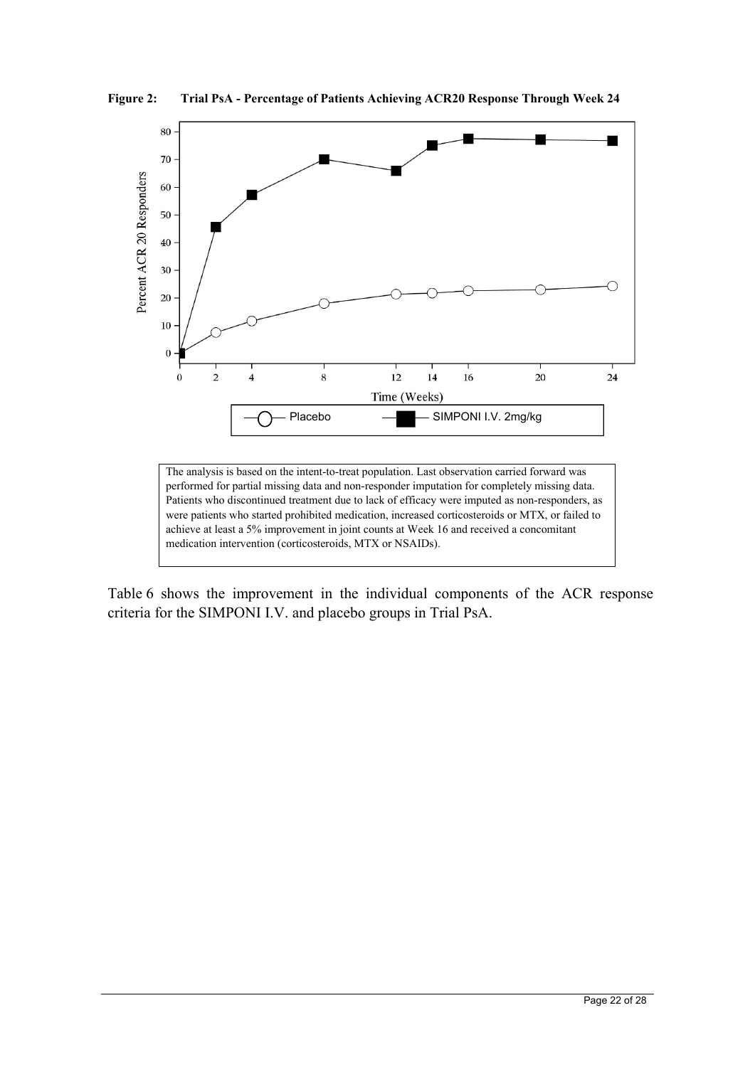**Figure 2: Trial PsA - Percentage of Patients Achieving ACR20 Response Through Week 24**

The analysis is based on the intent-to-treat population. Last observation carried forward was performed for partial missing data and non-responder imputation for completely missing data. Patients who discontinued treatment due to lack of efficacy were imputed as non-responders, as were patients who started prohibited medication, increased corticosteroids or MTX, or failed to achieve at least a 5% improvement in joint counts at Week 16 and received a concomitant medication intervention (corticosteroids, MTX or NSAIDs).

Table 6 shows the improvement in the individual components of the ACR response criteria for the SIMPONI I.V. and placebo groups in Trial PsA.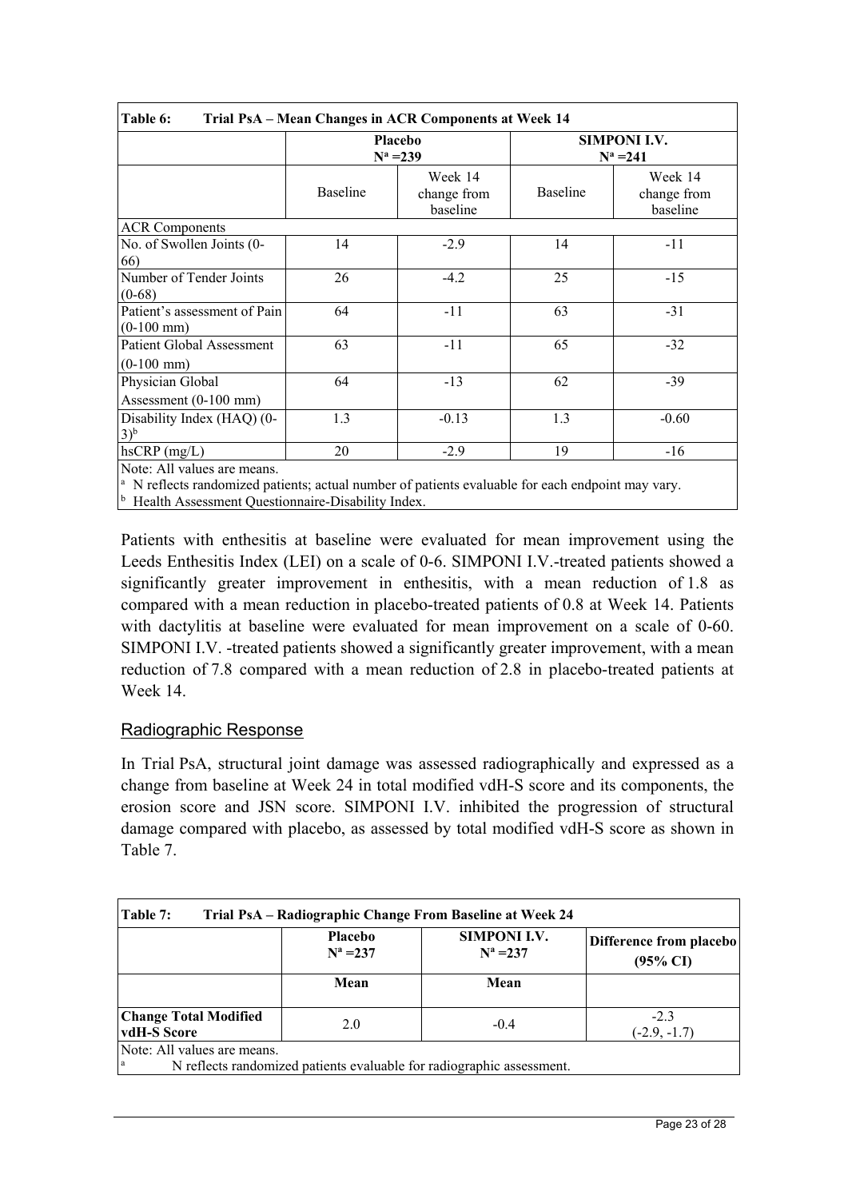| Table 6: Trial PsA – Mean Changes in ACR Components at Week 14 | | | | |
|---|---|---|---|---|
| | **Placebo** $N^a = 239$ | | **SIMPONI I.V.** $N^a = 241$ | |
| | Baseline | Week 14 change from baseline | Baseline | Week 14 change from baseline |
| ACR Components | | | | |
| No. of Swollen Joints (0-66) | 14 | -2.9 | 14 | -11 |
| Number of Tender Joints (0-68) | 26 | -4.2 | 25 | -15 |
| Patient's assessment of Pain (0-100 mm) | 64 | -11 | 63 | -31 |
| Patient Global Assessment (0-100 mm) | 63 | -11 | 65 | -32 |
| Physician Global Assessment (0-100 mm) | 64 | -13 | 62 | -39 |
| Disability Index (HAQ) (0-3)[b] | 1.3 | -0.13 | 1.3 | -0.60 |
| hsCRP (mg/L) | 20 | -2.9 | 19 | -16 |

Note: All values are means.
[a] N reflects randomized patients; actual number of patients evaluable for each endpoint may vary.
[b] Health Assessment Questionnaire-Disability Index.

Patients with enthesitis at baseline were evaluated for mean improvement using the Leeds Enthesitis Index (LEI) on a scale of 0-6. SIMPONI I.V.-treated patients showed a significantly greater improvement in enthesitis, with a mean reduction of 1.8 as compared with a mean reduction in placebo-treated patients of 0.8 at Week 14. Patients with dactylitis at baseline were evaluated for mean improvement on a scale of 0-60. SIMPONI I.V. -treated patients showed a significantly greater improvement, with a mean reduction of 7.8 compared with a mean reduction of 2.8 in placebo-treated patients at Week 14.

## Radiographic Response

In Trial PsA, structural joint damage was assessed radiographically and expressed as a change from baseline at Week 24 in total modified vdH-S score and its components, the erosion score and JSN score. SIMPONI I.V. inhibited the progression of structural damage compared with placebo, as assessed by total modified vdH-S score as shown in Table 7.

| Table 7: Trial PsA – Radiographic Change From Baseline at Week 24 | | | |
|---|---|---|---|
| | **Placebo** $N^a = 237$ | **SIMPONI I.V.** $N^a = 237$ | **Difference from placebo (95% CI)** |
| | **Mean** | **Mean** | |
| **Change Total Modified vdH-S Score** | 2.0 | -0.4 | -2.3 (-2.9, -1.7) |

Note: All values are means.
[a] N reflects randomized patients evaluable for radiographic assessment.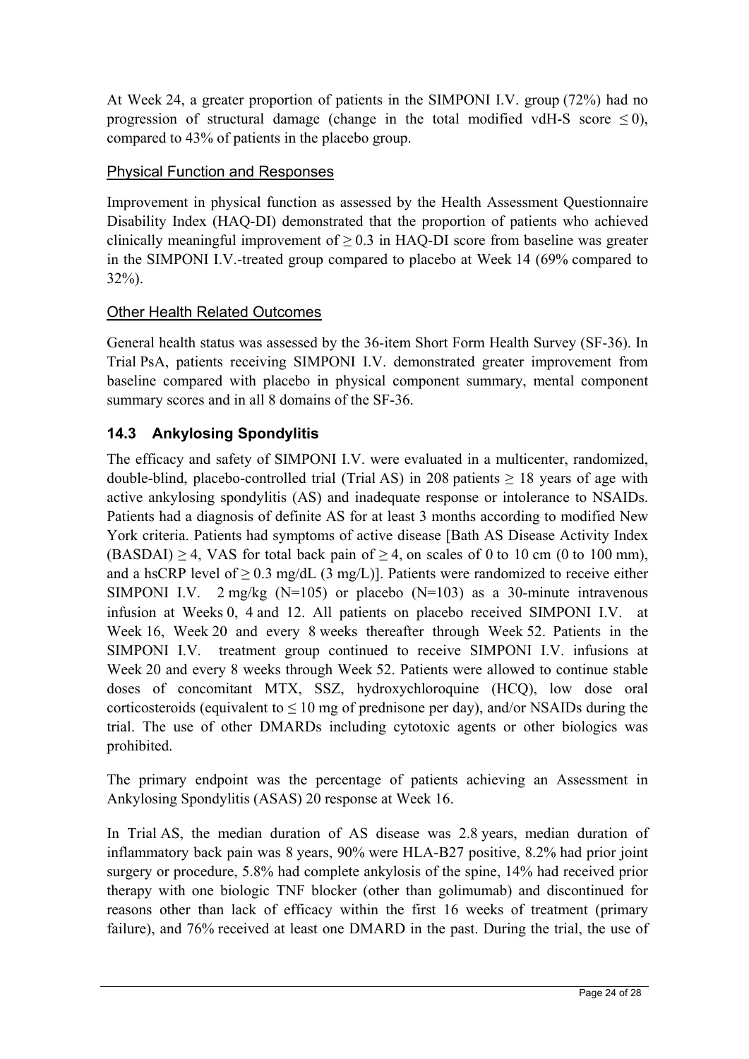At Week 24, a greater proportion of patients in the SIMPONI I.V. group (72%) had no progression of structural damage (change in the total modified vdH-S score $\leq 0$), compared to 43% of patients in the placebo group.

#### Physical Function and Responses

Improvement in physical function as assessed by the Health Assessment Questionnaire Disability Index (HAQ-DI) demonstrated that the proportion of patients who achieved clinically meaningful improvement of $\geq 0.3$ in HAQ-DI score from baseline was greater in the SIMPONI I.V.-treated group compared to placebo at Week 14 (69% compared to 32%).

#### Other Health Related Outcomes

General health status was assessed by the 36-item Short Form Health Survey (SF-36). In Trial PsA, patients receiving SIMPONI I.V. demonstrated greater improvement from baseline compared with placebo in physical component summary, mental component summary scores and in all 8 domains of the SF-36.

### 14.3 Ankylosing Spondylitis

The efficacy and safety of SIMPONI I.V. were evaluated in a multicenter, randomized, double-blind, placebo-controlled trial (Trial AS) in 208 patients $\geq 18$ years of age with active ankylosing spondylitis (AS) and inadequate response or intolerance to NSAIDs. Patients had a diagnosis of definite AS for at least 3 months according to modified New York criteria. Patients had symptoms of active disease [Bath AS Disease Activity Index (BASDAI) $\geq 4$, VAS for total back pain of $\geq 4$, on scales of 0 to 10 cm (0 to 100 mm), and a hsCRP level of $\geq 0.3$ mg/dL (3 mg/L)]. Patients were randomized to receive either SIMPONI I.V. 2 mg/kg (N=105) or placebo (N=103) as a 30-minute intravenous infusion at Weeks 0, 4 and 12. All patients on placebo received SIMPONI I.V. at Week 16, Week 20 and every 8 weeks thereafter through Week 52. Patients in the SIMPONI I.V. treatment group continued to receive SIMPONI I.V. infusions at Week 20 and every 8 weeks through Week 52. Patients were allowed to continue stable doses of concomitant MTX, SSZ, hydroxychloroquine (HCQ), low dose oral corticosteroids (equivalent to $\leq 10$ mg of prednisone per day), and/or NSAIDs during the trial. The use of other DMARDs including cytotoxic agents or other biologics was prohibited.

The primary endpoint was the percentage of patients achieving an Assessment in Ankylosing Spondylitis (ASAS) 20 response at Week 16.

In Trial AS, the median duration of AS disease was 2.8 years, median duration of inflammatory back pain was 8 years, 90% were HLA-B27 positive, 8.2% had prior joint surgery or procedure, 5.8% had complete ankylosis of the spine, 14% had received prior therapy with one biologic TNF blocker (other than golimumab) and discontinued for reasons other than lack of efficacy within the first 16 weeks of treatment (primary failure), and 76% received at least one DMARD in the past. During the trial, the use of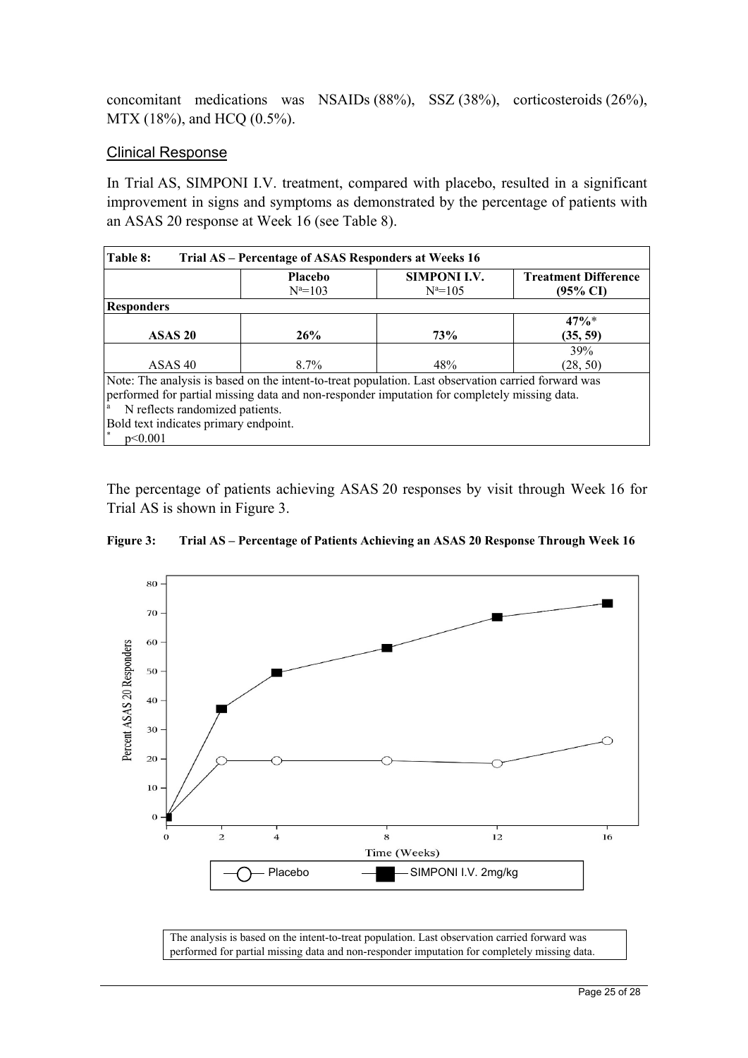concomitant medications was NSAIDs (88%), SSZ (38%), corticosteroids (26%), MTX (18%), and HCQ (0.5%).

### Clinical Response

In Trial AS, SIMPONI I.V. treatment, compared with placebo, resulted in a significant improvement in signs and symptoms as demonstrated by the percentage of patients with an ASAS 20 response at Week 16 (see Table 8).

**Table 8: Trial AS – Percentage of ASAS Responders at Weeks 16**

| | Placebo N[a]=103 | SIMPONI I.V. N[a]=105 | Treatment Difference (95% CI) |
|---|---|---|---|
| **Responders** | | | |
| **ASAS 20** | **26%** | **73%** | **47%*** **(35, 59)** |
| ASAS 40 | 8.7% | 48% | 39% (28, 50) |

Note: The analysis is based on the intent-to-treat population. Last observation carried forward was performed for partial missing data and non-responder imputation for completely missing data.

[a] N reflects randomized patients.

Bold text indicates primary endpoint.

* $p<0.001$

The percentage of patients achieving ASAS 20 responses by visit through Week 16 for Trial AS is shown in Figure 3.

**Figure 3: Trial AS – Percentage of Patients Achieving an ASAS 20 Response Through Week 16**

The analysis is based on the intent-to-treat population. Last observation carried forward was performed for partial missing data and non-responder imputation for completely missing data.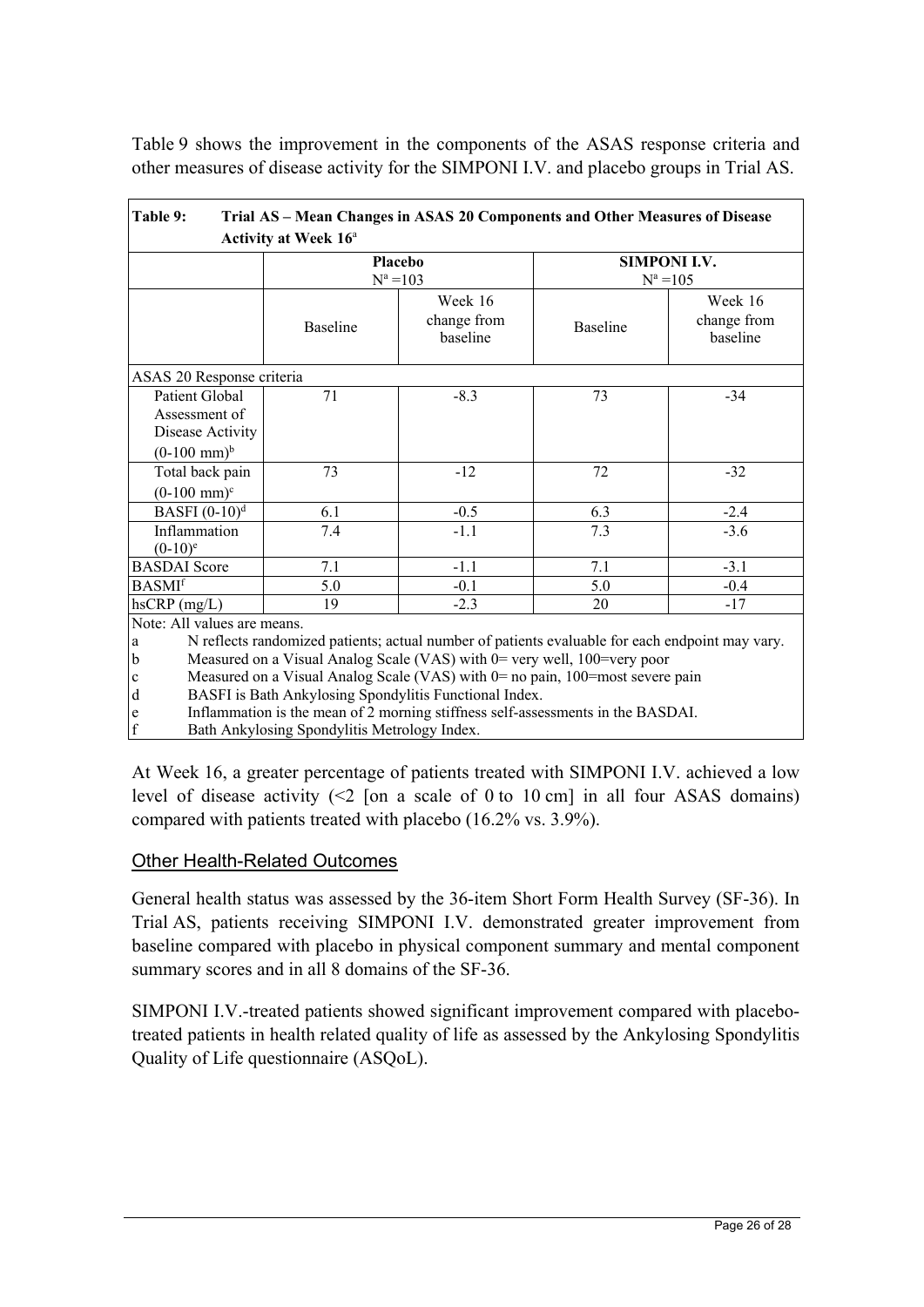Table 9 shows the improvement in the components of the ASAS response criteria and other measures of disease activity for the SIMPONI I.V. and placebo groups in Trial AS.

**Table 9: Trial AS – Mean Changes in ASAS 20 Components and Other Measures of Disease Activity at Week 16[a]**

| | Placebo N[a] =103 | | SIMPONI I.V. N[a] =105 | |
|---|---|---|---|---|
| | Baseline | Week 16 change from baseline | Baseline | Week 16 change from baseline |
| ASAS 20 Response criteria | | | | |
| Patient Global Assessment of Disease Activity (0-100 mm)[b] | 71 | -8.3 | 73 | -34 |
| Total back pain (0-100 mm)[c] | 73 | -12 | 72 | -32 |
| BASFI (0-10)[d] | 6.1 | -0.5 | 6.3 | -2.4 |
| Inflammation (0-10)[e] | 7.4 | -1.1 | 7.3 | -3.6 |
| BASDAI Score | 7.1 | -1.1 | 7.1 | -3.1 |
| BASMI[f] | 5.0 | -0.1 | 5.0 | -0.4 |
| hsCRP (mg/L) | 19 | -2.3 | 20 | -17 |

Note: All values are means.

a N reflects randomized patients; actual number of patients evaluable for each endpoint may vary.
b Measured on a Visual Analog Scale (VAS) with 0= very well, 100=very poor
c Measured on a Visual Analog Scale (VAS) with 0= no pain, 100=most severe pain
d BASFI is Bath Ankylosing Spondylitis Functional Index.
e Inflammation is the mean of 2 morning stiffness self-assessments in the BASDAI.
f Bath Ankylosing Spondylitis Metrology Index.

At Week 16, a greater percentage of patients treated with SIMPONI I.V. achieved a low level of disease activity (<2 [on a scale of 0 to 10 cm] in all four ASAS domains) compared with patients treated with placebo (16.2% vs. 3.9%).

## Other Health-Related Outcomes

General health status was assessed by the 36-item Short Form Health Survey (SF-36). In Trial AS, patients receiving SIMPONI I.V. demonstrated greater improvement from baseline compared with placebo in physical component summary and mental component summary scores and in all 8 domains of the SF-36.

SIMPONI I.V.-treated patients showed significant improvement compared with placebo-treated patients in health related quality of life as assessed by the Ankylosing Spondylitis Quality of Life questionnaire (ASQoL).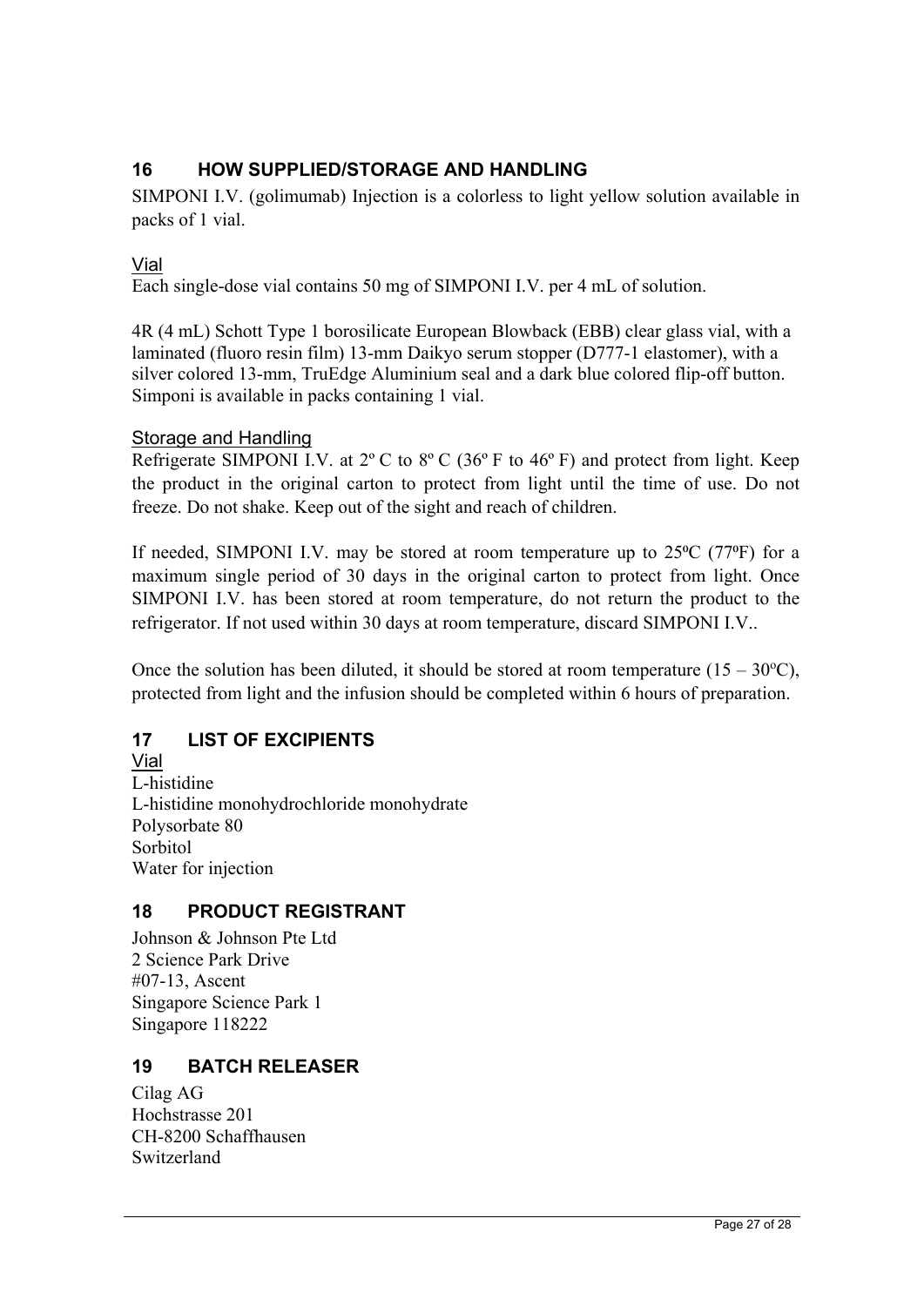## 16 HOW SUPPLIED/STORAGE AND HANDLING

SIMPONI I.V. (golimumab) Injection is a colorless to light yellow solution available in packs of 1 vial.

### Vial

Each single-dose vial contains 50 mg of SIMPONI I.V. per 4 mL of solution.

4R (4 mL) Schott Type 1 borosilicate European Blowback (EBB) clear glass vial, with a laminated (fluoro resin film) 13-mm Daikyo serum stopper (D777-1 elastomer), with a silver colored 13-mm, TruEdge Aluminium seal and a dark blue colored flip-off button. Simponi is available in packs containing 1 vial.

### Storage and Handling

Refrigerate SIMPONI I.V. at 2º C to 8º C (36º F to 46º F) and protect from light. Keep the product in the original carton to protect from light until the time of use. Do not freeze. Do not shake. Keep out of the sight and reach of children.

If needed, SIMPONI I.V. may be stored at room temperature up to 25ºC (77ºF) for a maximum single period of 30 days in the original carton to protect from light. Once SIMPONI I.V. has been stored at room temperature, do not return the product to the refrigerator. If not used within 30 days at room temperature, discard SIMPONI I.V..

Once the solution has been diluted, it should be stored at room temperature (15 – 30ºC), protected from light and the infusion should be completed within 6 hours of preparation.

## 17 LIST OF EXCIPIENTS

### Vial

L-histidine
L-histidine monohydrochloride monohydrate
Polysorbate 80
Sorbitol
Water for injection

## 18 PRODUCT REGISTRANT

Johnson & Johnson Pte Ltd
2 Science Park Drive
#07-13, Ascent
Singapore Science Park 1
Singapore 118222

## 19 BATCH RELEASER

Cilag AG
Hochstrasse 201
CH-8200 Schaffhausen
Switzerland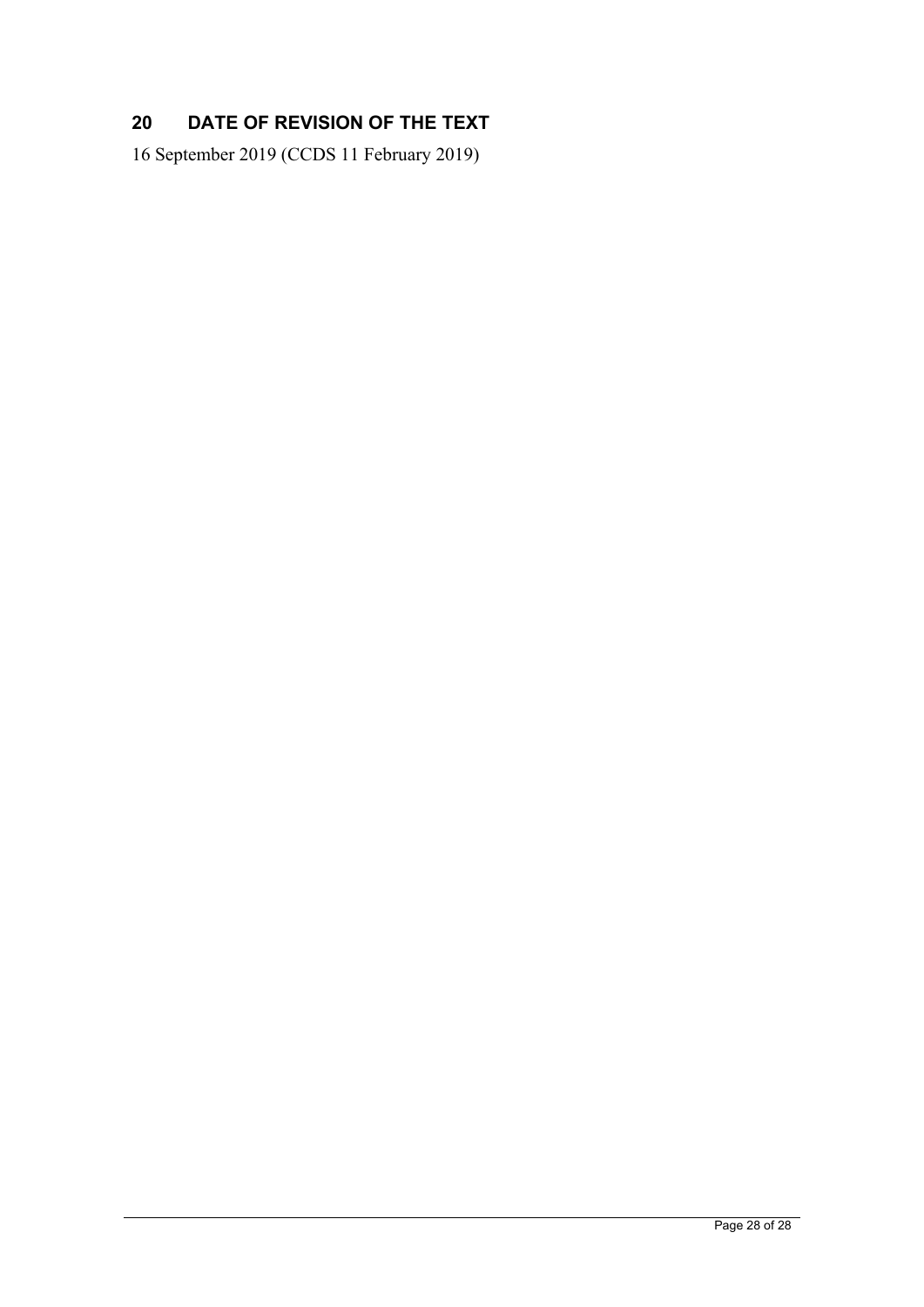## 20 DATE OF REVISION OF THE TEXT

16 September 2019 (CCDS 11 February 2019)